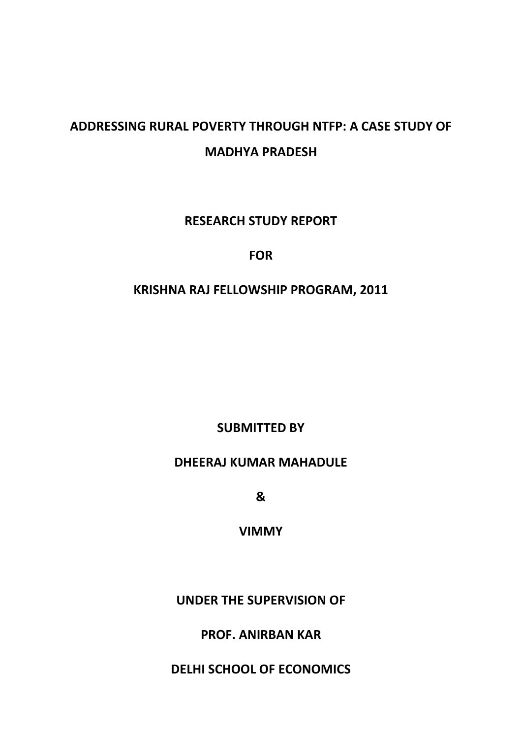# ADDRESSING RURAL POVERTY THROUGH NTFP: A CASE STUDY OF MADHYA PRADESH

**RESEARCH STUDY REPORT**

**FOR**

**KRISHNA RAJ FELLOWSHIP PROGRAM, 2011**

**SUBMITTED BY**

**DHEERAJ KUMAR MAHADULE**

**&**

**VIMMY**

**UNDER THE SUPERVISION OF**

**PROF. ANIRBAN KAR**

**DELHI SCHOOL OF ECONOMICS**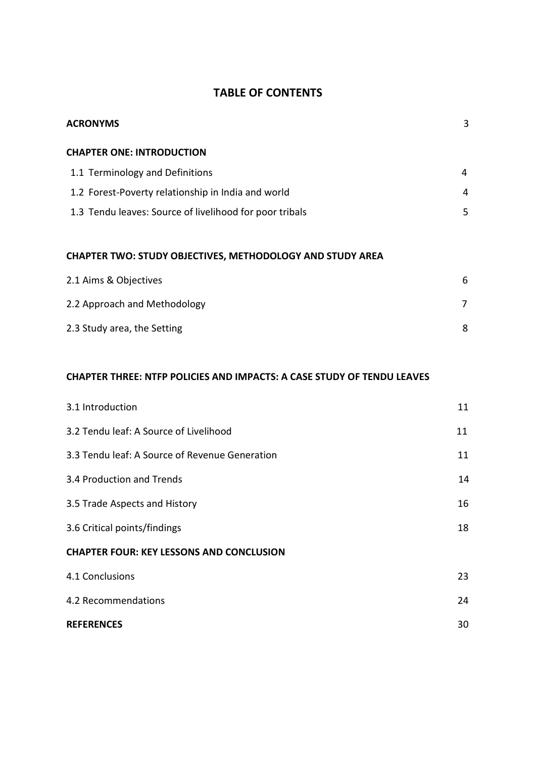# TABLE OF CONTENTS

| | |
|---|---|
| **ACRONYMS** | 3 |
| **CHAPTER ONE: INTRODUCTION** | |
| 1.1 Terminology and Definitions | 4 |
| 1.2 Forest-Poverty relationship in India and world | 4 |
| 1.3 Tendu leaves: Source of livelihood for poor tribals | 5 |
| **CHAPTER TWO: STUDY OBJECTIVES, METHODOLOGY AND STUDY AREA** | |
| 2.1 Aims & Objectives | 6 |
| 2.2 Approach and Methodology | 7 |
| 2.3 Study area, the Setting | 8 |
| **CHAPTER THREE: NTFP POLICIES AND IMPACTS: A CASE STUDY OF TENDU LEAVES** | |
| 3.1 Introduction | 11 |
| 3.2 Tendu leaf: A Source of Livelihood | 11 |
| 3.3 Tendu leaf: A Source of Revenue Generation | 11 |
| 3.4 Production and Trends | 14 |
| 3.5 Trade Aspects and History | 16 |
| 3.6 Critical points/findings | 18 |
| **CHAPTER FOUR: KEY LESSONS AND CONCLUSION** | |
| 4.1 Conclusions | 23 |
| 4.2 Recommendations | 24 |
| **REFERENCES** | 30 |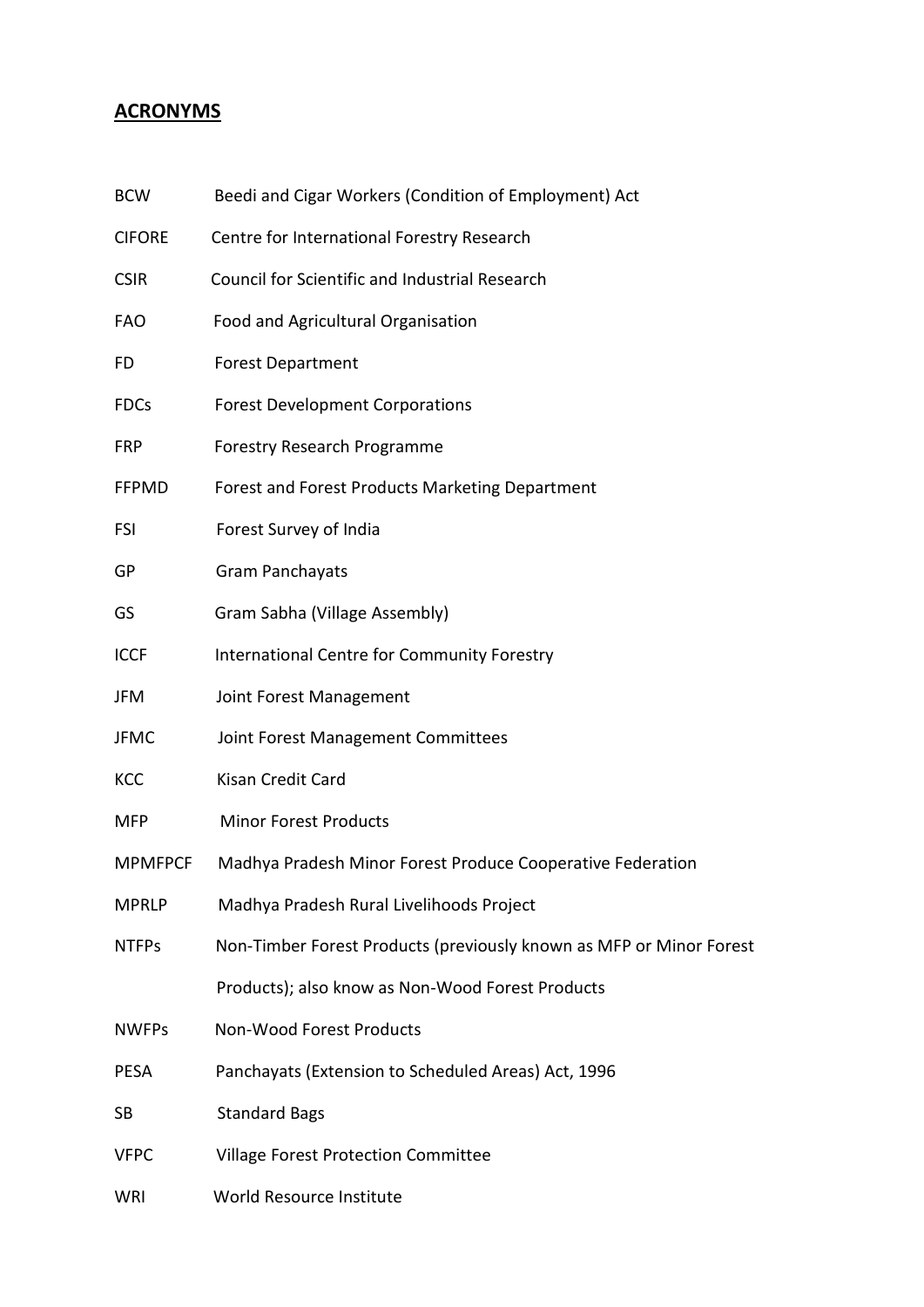## ACRONYMS

| | |
|---|---|
| BCW | Beedi and Cigar Workers (Condition of Employment) Act |
| CIFORE | Centre for International Forestry Research |
| CSIR | Council for Scientific and Industrial Research |
| FAO | Food and Agricultural Organisation |
| FD | Forest Department |
| FDCs | Forest Development Corporations |
| FRP | Forestry Research Programme |
| FFPMD | Forest and Forest Products Marketing Department |
| FSI | Forest Survey of India |
| GP | Gram Panchayats |
| GS | Gram Sabha (Village Assembly) |
| ICCF | International Centre for Community Forestry |
| JFM | Joint Forest Management |
| JFMC | Joint Forest Management Committees |
| KCC | Kisan Credit Card |
| MFP | Minor Forest Products |
| MPMFPCF | Madhya Pradesh Minor Forest Produce Cooperative Federation |
| MPRLP | Madhya Pradesh Rural Livelihoods Project |
| NTFPs | Non-Timber Forest Products (previously known as MFP or Minor Forest Products); also know as Non-Wood Forest Products |
| NWFPs | Non-Wood Forest Products |
| PESA | Panchayats (Extension to Scheduled Areas) Act, 1996 |
| SB | Standard Bags |
| VFPC | Village Forest Protection Committee |
| WRI | World Resource Institute |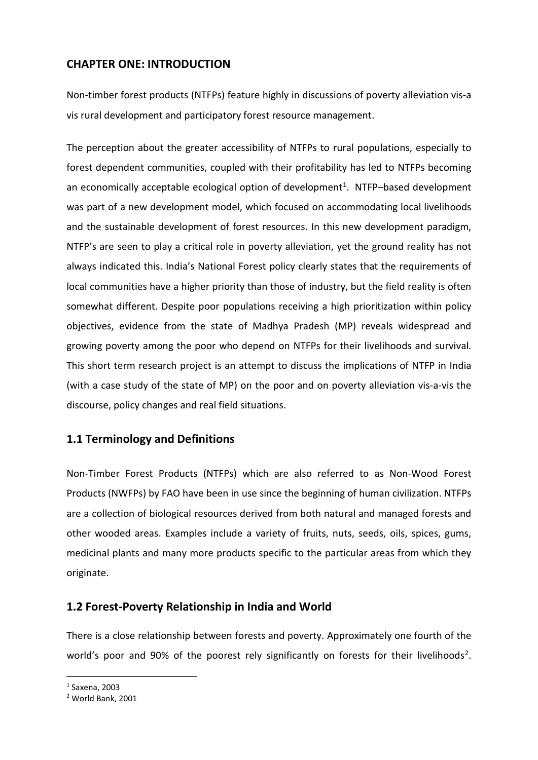# CHAPTER ONE: INTRODUCTION

Non-timber forest products (NTFPs) feature highly in discussions of poverty alleviation vis-a vis rural development and participatory forest resource management.

The perception about the greater accessibility of NTFPs to rural populations, especially to forest dependent communities, coupled with their profitability has led to NTFPs becoming an economically acceptable ecological option of development[1]. NTFP–based development was part of a new development model, which focused on accommodating local livelihoods and the sustainable development of forest resources. In this new development paradigm, NTFP's are seen to play a critical role in poverty alleviation, yet the ground reality has not always indicated this. India's National Forest policy clearly states that the requirements of local communities have a higher priority than those of industry, but the field reality is often somewhat different. Despite poor populations receiving a high prioritization within policy objectives, evidence from the state of Madhya Pradesh (MP) reveals widespread and growing poverty among the poor who depend on NTFPs for their livelihoods and survival. This short term research project is an attempt to discuss the implications of NTFP in India (with a case study of the state of MP) on the poor and on poverty alleviation vis-a-vis the discourse, policy changes and real field situations.

## 1.1 Terminology and Definitions

Non-Timber Forest Products (NTFPs) which are also referred to as Non-Wood Forest Products (NWFPs) by FAO have been in use since the beginning of human civilization. NTFPs are a collection of biological resources derived from both natural and managed forests and other wooded areas. Examples include a variety of fruits, nuts, seeds, oils, spices, gums, medicinal plants and many more products specific to the particular areas from which they originate.

## 1.2 Forest-Poverty Relationship in India and World

There is a close relationship between forests and poverty. Approximately one fourth of the world's poor and 90% of the poorest rely significantly on forests for their livelihoods[2].

---

[1] Saxena, 2003

[2] World Bank, 2001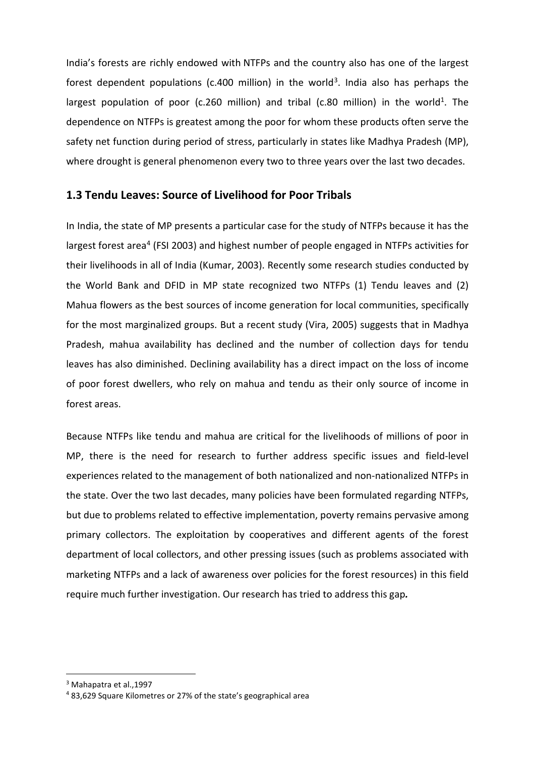India's forests are richly endowed with NTFPs and the country also has one of the largest forest dependent populations (c.400 million) in the world[3]. India also has perhaps the largest population of poor (c.260 million) and tribal (c.80 million) in the world[1]. The dependence on NTFPs is greatest among the poor for whom these products often serve the safety net function during period of stress, particularly in states like Madhya Pradesh (MP), where drought is general phenomenon every two to three years over the last two decades.

## 1.3 Tendu Leaves: Source of Livelihood for Poor Tribals

In India, the state of MP presents a particular case for the study of NTFPs because it has the largest forest area[4] (FSI 2003) and highest number of people engaged in NTFPs activities for their livelihoods in all of India (Kumar, 2003). Recently some research studies conducted by the World Bank and DFID in MP state recognized two NTFPs (1) Tendu leaves and (2) Mahua flowers as the best sources of income generation for local communities, specifically for the most marginalized groups. But a recent study (Vira, 2005) suggests that in Madhya Pradesh, mahua availability has declined and the number of collection days for tendu leaves has also diminished. Declining availability has a direct impact on the loss of income of poor forest dwellers, who rely on mahua and tendu as their only source of income in forest areas.

Because NTFPs like tendu and mahua are critical for the livelihoods of millions of poor in MP, there is the need for research to further address specific issues and field-level experiences related to the management of both nationalized and non-nationalized NTFPs in the state. Over the two last decades, many policies have been formulated regarding NTFPs, but due to problems related to effective implementation, poverty remains pervasive among primary collectors. The exploitation by cooperatives and different agents of the forest department of local collectors, and other pressing issues (such as problems associated with marketing NTFPs and a lack of awareness over policies for the forest resources) in this field require much further investigation. Our research has tried to address this gap.

---

[3] Mahapatra et al.,1997

[4] 83,629 Square Kilometres or 27% of the state's geographical area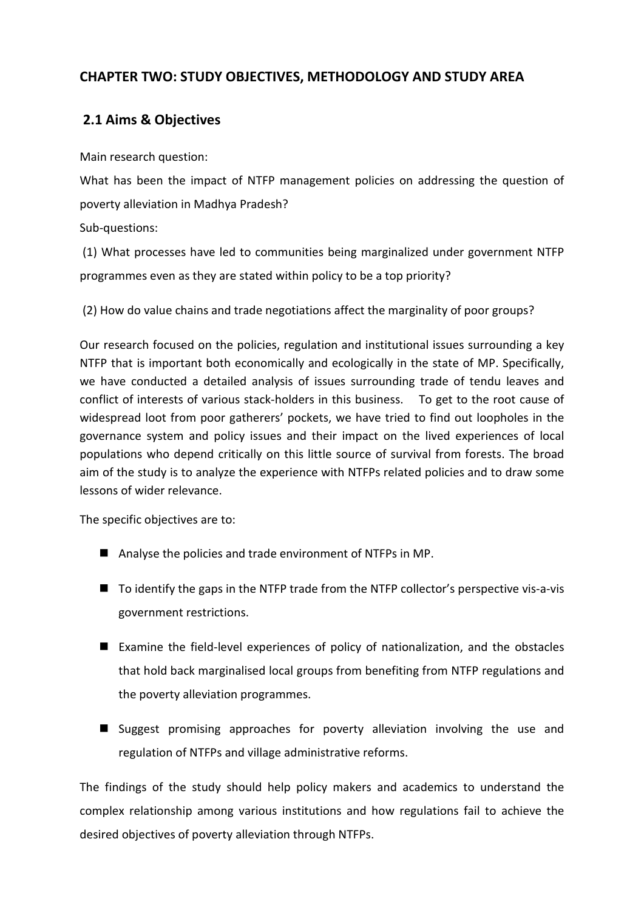## CHAPTER TWO: STUDY OBJECTIVES, METHODOLOGY AND STUDY AREA

### 2.1 Aims & Objectives

Main research question:

What has been the impact of NTFP management policies on addressing the question of poverty alleviation in Madhya Pradesh?

Sub-questions:

(1) What processes have led to communities being marginalized under government NTFP programmes even as they are stated within policy to be a top priority?

(2) How do value chains and trade negotiations affect the marginality of poor groups?

Our research focused on the policies, regulation and institutional issues surrounding a key NTFP that is important both economically and ecologically in the state of MP. Specifically, we have conducted a detailed analysis of issues surrounding trade of tendu leaves and conflict of interests of various stack-holders in this business. To get to the root cause of widespread loot from poor gatherers' pockets, we have tried to find out loopholes in the governance system and policy issues and their impact on the lived experiences of local populations who depend critically on this little source of survival from forests. The broad aim of the study is to analyze the experience with NTFPs related policies and to draw some lessons of wider relevance.

The specific objectives are to:

- Analyse the policies and trade environment of NTFPs in MP.
- To identify the gaps in the NTFP trade from the NTFP collector's perspective vis-a-vis government restrictions.
- Examine the field-level experiences of policy of nationalization, and the obstacles that hold back marginalised local groups from benefiting from NTFP regulations and the poverty alleviation programmes.
- Suggest promising approaches for poverty alleviation involving the use and regulation of NTFPs and village administrative reforms.

The findings of the study should help policy makers and academics to understand the complex relationship among various institutions and how regulations fail to achieve the desired objectives of poverty alleviation through NTFPs.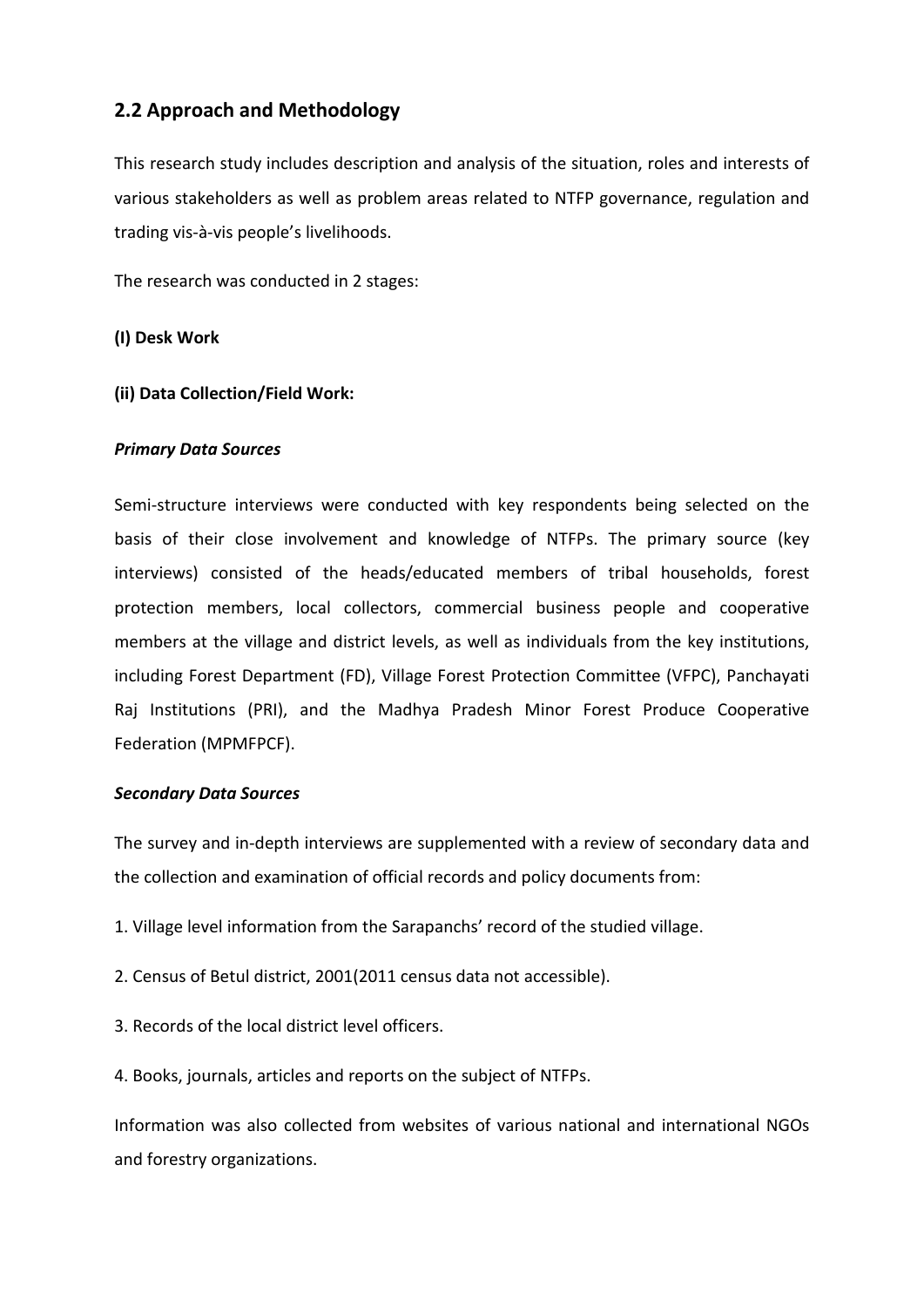## 2.2 Approach and Methodology

This research study includes description and analysis of the situation, roles and interests of various stakeholders as well as problem areas related to NTFP governance, regulation and trading vis-à-vis people's livelihoods.

The research was conducted in 2 stages:

**(I) Desk Work**

**(ii) Data Collection/Field Work:**

***Primary Data Sources***

Semi-structure interviews were conducted with key respondents being selected on the basis of their close involvement and knowledge of NTFPs. The primary source (key interviews) consisted of the heads/educated members of tribal households, forest protection members, local collectors, commercial business people and cooperative members at the village and district levels, as well as individuals from the key institutions, including Forest Department (FD), Village Forest Protection Committee (VFPC), Panchayati Raj Institutions (PRI), and the Madhya Pradesh Minor Forest Produce Cooperative Federation (MPMFPCF).

***Secondary Data Sources***

The survey and in-depth interviews are supplemented with a review of secondary data and the collection and examination of official records and policy documents from:

1. Village level information from the Sarapanchs' record of the studied village.
2. Census of Betul district, 2001(2011 census data not accessible).
3. Records of the local district level officers.
4. Books, journals, articles and reports on the subject of NTFPs.

Information was also collected from websites of various national and international NGOs and forestry organizations.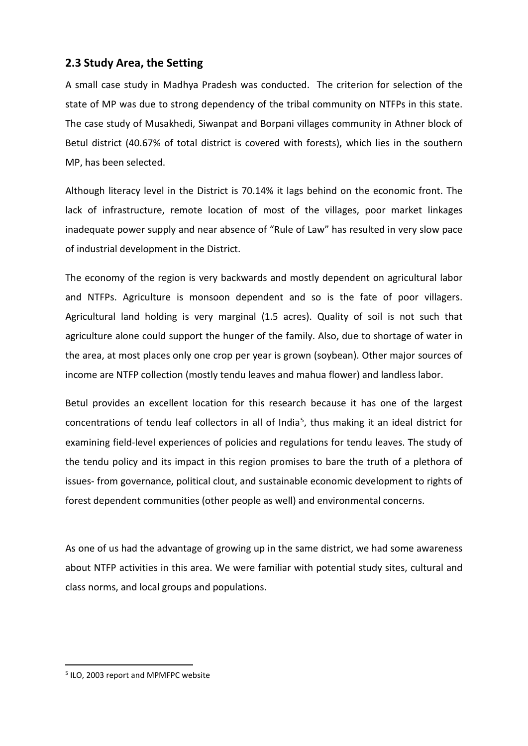## 2.3 Study Area, the Setting

A small case study in Madhya Pradesh was conducted. The criterion for selection of the state of MP was due to strong dependency of the tribal community on NTFPs in this state. The case study of Musakhedi, Siwanpat and Borpani villages community in Athner block of Betul district (40.67% of total district is covered with forests), which lies in the southern MP, has been selected.

Although literacy level in the District is 70.14% it lags behind on the economic front. The lack of infrastructure, remote location of most of the villages, poor market linkages inadequate power supply and near absence of "Rule of Law" has resulted in very slow pace of industrial development in the District.

The economy of the region is very backwards and mostly dependent on agricultural labor and NTFPs. Agriculture is monsoon dependent and so is the fate of poor villagers. Agricultural land holding is very marginal (1.5 acres). Quality of soil is not such that agriculture alone could support the hunger of the family. Also, due to shortage of water in the area, at most places only one crop per year is grown (soybean). Other major sources of income are NTFP collection (mostly tendu leaves and mahua flower) and landless labor.

Betul provides an excellent location for this research because it has one of the largest concentrations of tendu leaf collectors in all of India[5], thus making it an ideal district for examining field-level experiences of policies and regulations for tendu leaves. The study of the tendu policy and its impact in this region promises to bare the truth of a plethora of issues- from governance, political clout, and sustainable economic development to rights of forest dependent communities (other people as well) and environmental concerns.

As one of us had the advantage of growing up in the same district, we had some awareness about NTFP activities in this area. We were familiar with potential study sites, cultural and class norms, and local groups and populations.

[5] ILO, 2003 report and MPMFPC website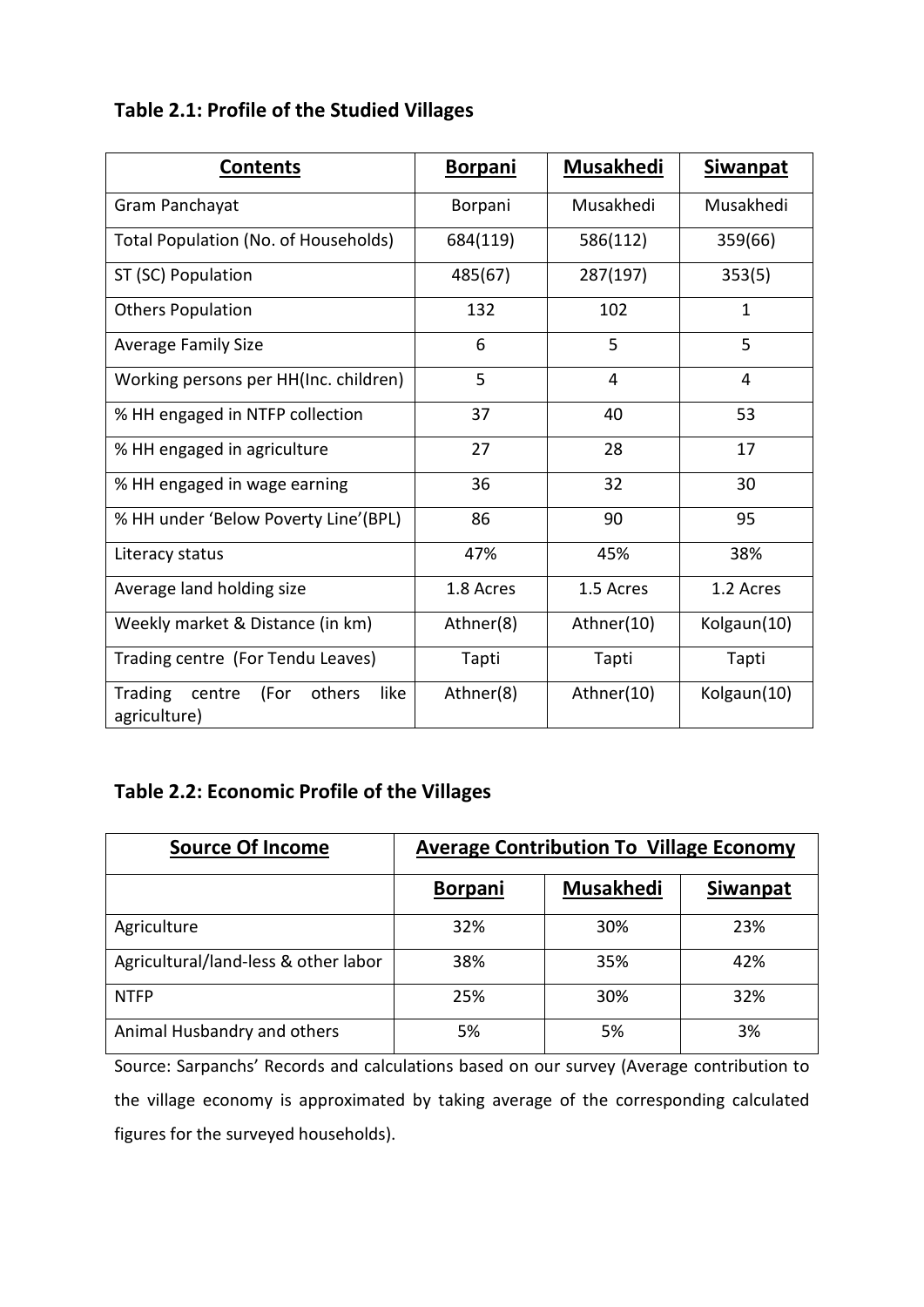**Table 2.1: Profile of the Studied Villages**

| Contents | Borpani | Musakhedi | Siwanpat |
|---|---|---|---|
| Gram Panchayat | Borpani | Musakhedi | Musakhedi |
| Total Population (No. of Households) | 684(119) | 586(112) | 359(66) |
| ST (SC) Population | 485(67) | 287(197) | 353(5) |
| Others Population | 132 | 102 | 1 |
| Average Family Size | 6 | 5 | 5 |
| Working persons per HH(Inc. children) | 5 | 4 | 4 |
| % HH engaged in NTFP collection | 37 | 40 | 53 |
| % HH engaged in agriculture | 27 | 28 | 17 |
| % HH engaged in wage earning | 36 | 32 | 30 |
| % HH under 'Below Poverty Line'(BPL) | 86 | 90 | 95 |
| Literacy status | 47% | 45% | 38% |
| Average land holding size | 1.8 Acres | 1.5 Acres | 1.2 Acres |
| Weekly market & Distance (in km) | Athner(8) | Athner(10) | Kolgaun(10) |
| Trading centre (For Tendu Leaves) | Tapti | Tapti | Tapti |
| Trading centre (For others like agriculture) | Athner(8) | Athner(10) | Kolgaun(10) |

**Table 2.2: Economic Profile of the Villages**

| Source Of Income | Average Contribution To Village Economy | | |
|---|---|---|---|
| | Borpani | Musakhedi | Siwanpat |
| Agriculture | 32% | 30% | 23% |
| Agricultural/land-less & other labor | 38% | 35% | 42% |
| NTFP | 25% | 30% | 32% |
| Animal Husbandry and others | 5% | 5% | 3% |

Source: Sarpanchs' Records and calculations based on our survey (Average contribution to the village economy is approximated by taking average of the corresponding calculated figures for the surveyed households).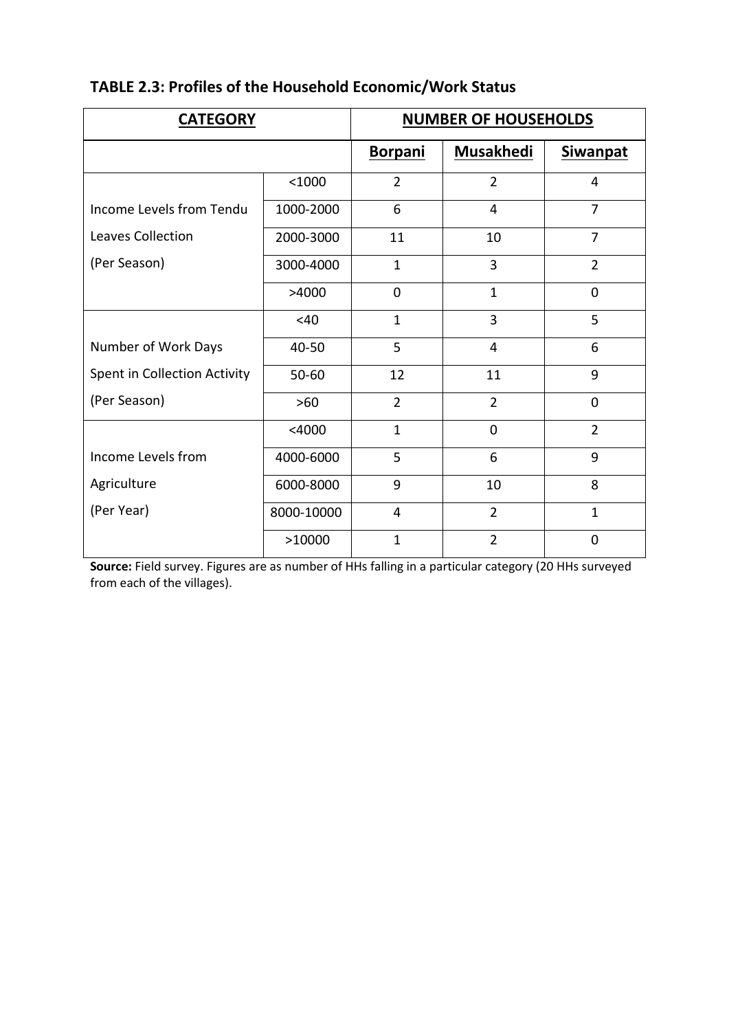**TABLE 2.3: Profiles of the Household Economic/Work Status**

| **CATEGORY** | | **NUMBER OF HOUSEHOLDS** | | |
|---|---|---|---|---|
| | | **Borpani** | **Musakhedi** | **Siwanpat** |
| Income Levels from Tendu Leaves Collection (Per Season) | <1000 | 2 | 2 | 4 |
| | 1000-2000 | 6 | 4 | 7 |
| | 2000-3000 | 11 | 10 | 7 |
| | 3000-4000 | 1 | 3 | 2 |
| | >4000 | 0 | 1 | 0 |
| Number of Work Days Spent in Collection Activity (Per Season) | <40 | 1 | 3 | 5 |
| | 40-50 | 5 | 4 | 6 |
| | 50-60 | 12 | 11 | 9 |
| | >60 | 2 | 2 | 0 |
| Income Levels from Agriculture (Per Year) | <4000 | 1 | 0 | 2 |
| | 4000-6000 | 5 | 6 | 9 |
| | 6000-8000 | 9 | 10 | 8 |
| | 8000-10000 | 4 | 2 | 1 |
| | >10000 | 1 | 2 | 0 |

**Source:** Field survey. Figures are as number of HHs falling in a particular category (20 HHs surveyed from each of the villages).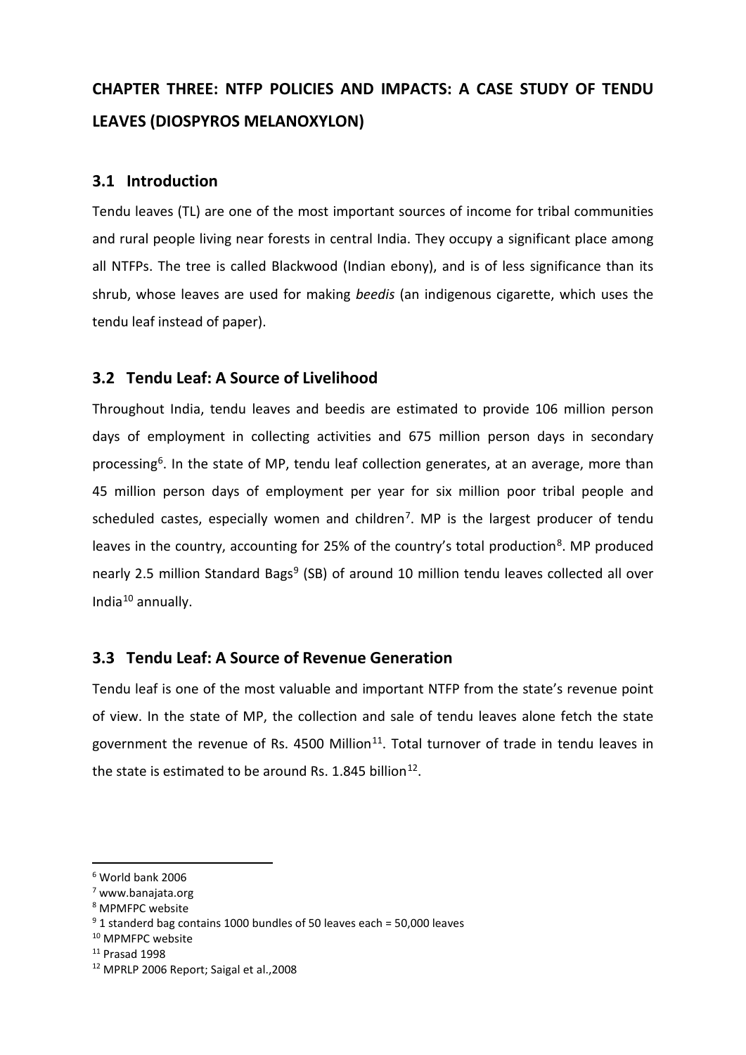# CHAPTER THREE: NTFP POLICIES AND IMPACTS: A CASE STUDY OF TENDU LEAVES (DIOSPYROS MELANOXYLON)

## 3.1 Introduction

Tendu leaves (TL) are one of the most important sources of income for tribal communities and rural people living near forests in central India. They occupy a significant place among all NTFPs. The tree is called Blackwood (Indian ebony), and is of less significance than its shrub, whose leaves are used for making *beedis* (an indigenous cigarette, which uses the tendu leaf instead of paper).

## 3.2 Tendu Leaf: A Source of Livelihood

Throughout India, tendu leaves and beedis are estimated to provide 106 million person days of employment in collecting activities and 675 million person days in secondary processing[6]. In the state of MP, tendu leaf collection generates, at an average, more than 45 million person days of employment per year for six million poor tribal people and scheduled castes, especially women and children[7]. MP is the largest producer of tendu leaves in the country, accounting for 25% of the country's total production[8]. MP produced nearly 2.5 million Standard Bags[9] (SB) of around 10 million tendu leaves collected all over India[10] annually.

## 3.3 Tendu Leaf: A Source of Revenue Generation

Tendu leaf is one of the most valuable and important NTFP from the state's revenue point of view. In the state of MP, the collection and sale of tendu leaves alone fetch the state government the revenue of Rs. 4500 Million[11]. Total turnover of trade in tendu leaves in the state is estimated to be around Rs. 1.845 billion[12].

---

[6] World bank 2006

[7] www.banajata.org

[8] MPMFPC website

[9] 1 standerd bag contains 1000 bundles of 50 leaves each = 50,000 leaves

[10] MPMFPC website

[11] Prasad 1998

[12] MPRLP 2006 Report; Saigal et al.,2008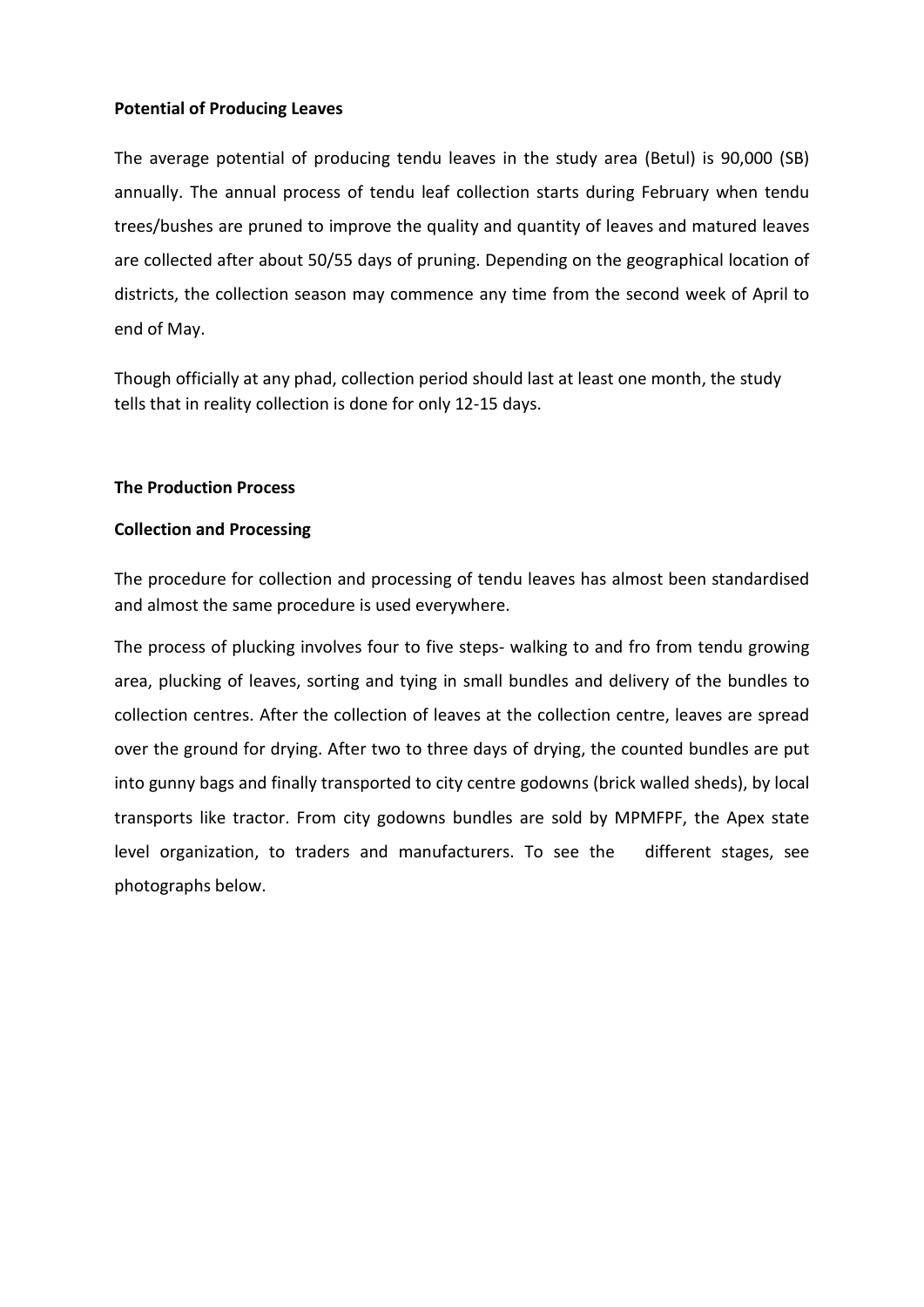**Potential of Producing Leaves**

The average potential of producing tendu leaves in the study area (Betul) is 90,000 (SB) annually. The annual process of tendu leaf collection starts during February when tendu trees/bushes are pruned to improve the quality and quantity of leaves and matured leaves are collected after about 50/55 days of pruning. Depending on the geographical location of districts, the collection season may commence any time from the second week of April to end of May.

Though officially at any phad, collection period should last at least one month, the study tells that in reality collection is done for only 12-15 days.

**The Production Process**

**Collection and Processing**

The procedure for collection and processing of tendu leaves has almost been standardised and almost the same procedure is used everywhere.

The process of plucking involves four to five steps- walking to and fro from tendu growing area, plucking of leaves, sorting and tying in small bundles and delivery of the bundles to collection centres. After the collection of leaves at the collection centre, leaves are spread over the ground for drying. After two to three days of drying, the counted bundles are put into gunny bags and finally transported to city centre godowns (brick walled sheds), by local transports like tractor. From city godowns bundles are sold by MPMFPF, the Apex state level organization, to traders and manufacturers. To see the different stages, see photographs below.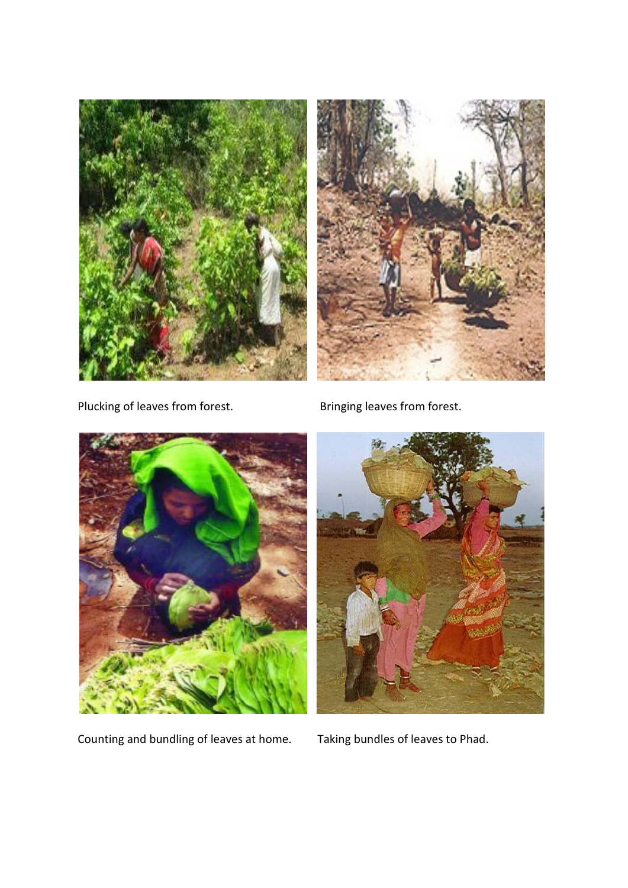Plucking of leaves from forest.

Bringing leaves from forest.

Counting and bundling of leaves at home.

Taking bundles of leaves to Phad.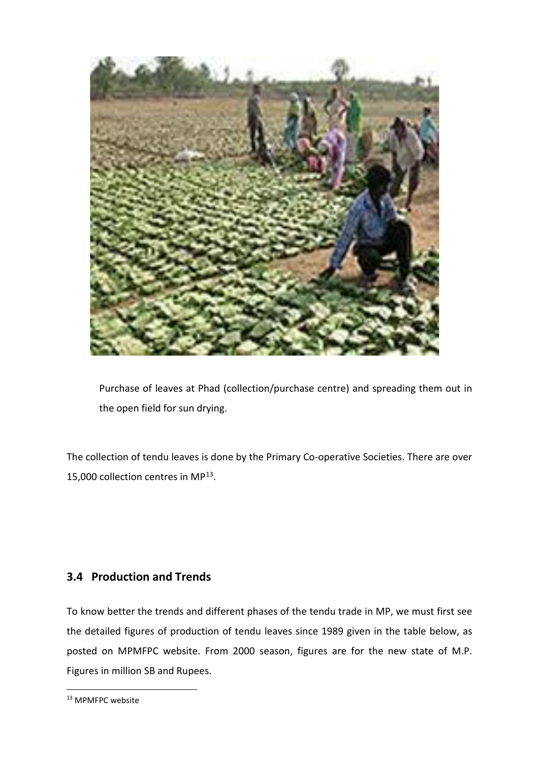Purchase of leaves at Phad (collection/purchase centre) and spreading them out in the open field for sun drying.

The collection of tendu leaves is done by the Primary Co-operative Societies. There are over 15,000 collection centres in MP[13].

## 3.4 Production and Trends

To know better the trends and different phases of the tendu trade in MP, we must first see the detailed figures of production of tendu leaves since 1989 given in the table below, as posted on MPMFPC website. From 2000 season, figures are for the new state of M.P. Figures in million SB and Rupees.

[13] MPMFPC website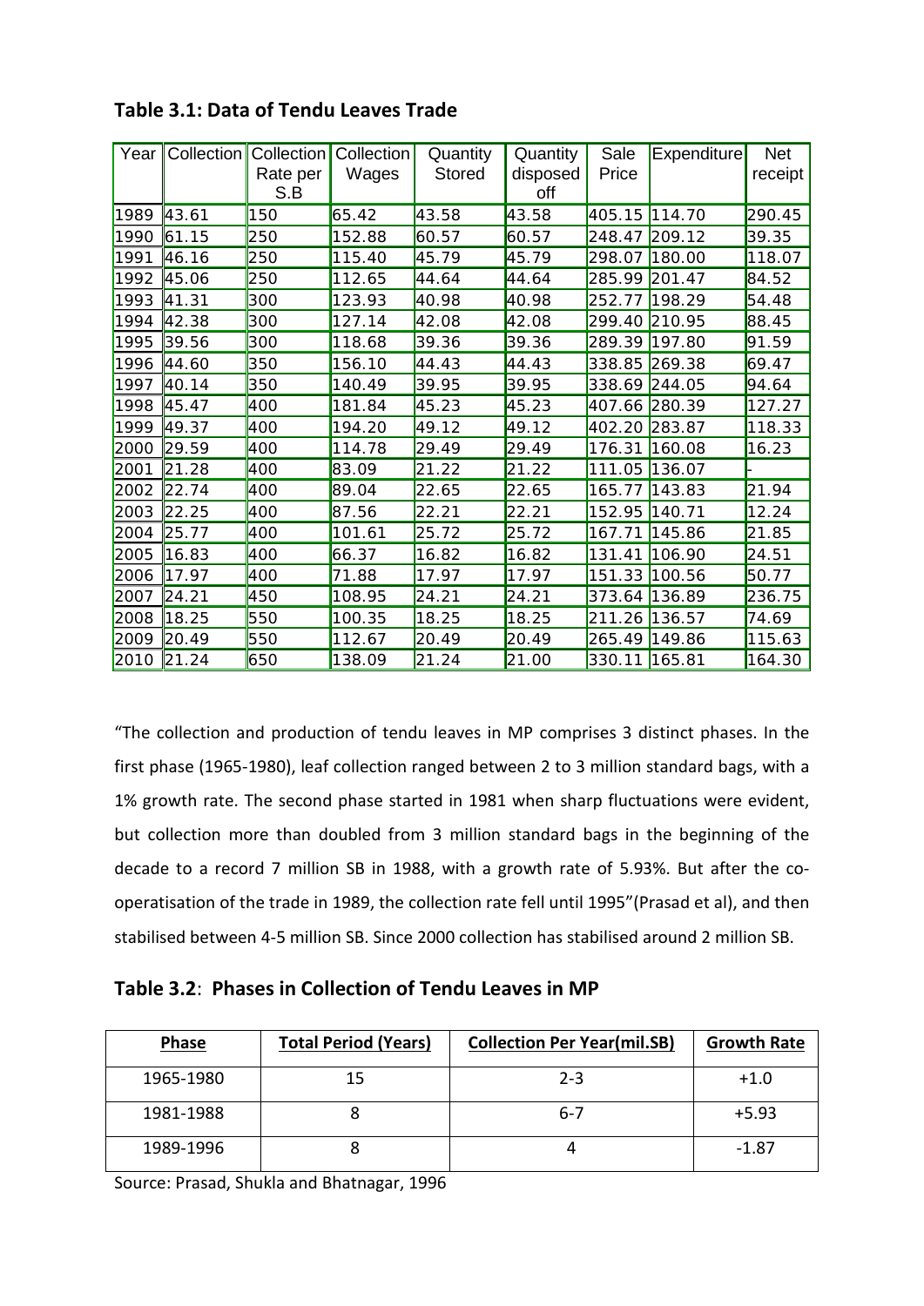**Table 3.1: Data of Tendu Leaves Trade**

| Year | Collection | Collection Rate per S.B | Collection Wages | Quantity Stored | Quantity disposed off | Sale Price | Expenditure | Net receipt |
|---|---|---|---|---|---|---|---|---|
| 1989 | 43.61 | 150 | 65.42 | 43.58 | 43.58 | 405.15 | 114.70 | 290.45 |
| 1990 | 61.15 | 250 | 152.88 | 60.57 | 60.57 | 248.47 | 209.12 | 39.35 |
| 1991 | 46.16 | 250 | 115.40 | 45.79 | 45.79 | 298.07 | 180.00 | 118.07 |
| 1992 | 45.06 | 250 | 112.65 | 44.64 | 44.64 | 285.99 | 201.47 | 84.52 |
| 1993 | 41.31 | 300 | 123.93 | 40.98 | 40.98 | 252.77 | 198.29 | 54.48 |
| 1994 | 42.38 | 300 | 127.14 | 42.08 | 42.08 | 299.40 | 210.95 | 88.45 |
| 1995 | 39.56 | 300 | 118.68 | 39.36 | 39.36 | 289.39 | 197.80 | 91.59 |
| 1996 | 44.60 | 350 | 156.10 | 44.43 | 44.43 | 338.85 | 269.38 | 69.47 |
| 1997 | 40.14 | 350 | 140.49 | 39.95 | 39.95 | 338.69 | 244.05 | 94.64 |
| 1998 | 45.47 | 400 | 181.84 | 45.23 | 45.23 | 407.66 | 280.39 | 127.27 |
| 1999 | 49.37 | 400 | 194.20 | 49.12 | 49.12 | 402.20 | 283.87 | 118.33 |
| 2000 | 29.59 | 400 | 114.78 | 29.49 | 29.49 | 176.31 | 160.08 | 16.23 |
| 2001 | 21.28 | 400 | 83.09 | 21.22 | 21.22 | 111.05 | 136.07 | - |
| 2002 | 22.74 | 400 | 89.04 | 22.65 | 22.65 | 165.77 | 143.83 | 21.94 |
| 2003 | 22.25 | 400 | 87.56 | 22.21 | 22.21 | 152.95 | 140.71 | 12.24 |
| 2004 | 25.77 | 400 | 101.61 | 25.72 | 25.72 | 167.71 | 145.86 | 21.85 |
| 2005 | 16.83 | 400 | 66.37 | 16.82 | 16.82 | 131.41 | 106.90 | 24.51 |
| 2006 | 17.97 | 400 | 71.88 | 17.97 | 17.97 | 151.33 | 100.56 | 50.77 |
| 2007 | 24.21 | 450 | 108.95 | 24.21 | 24.21 | 373.64 | 136.89 | 236.75 |
| 2008 | 18.25 | 550 | 100.35 | 18.25 | 18.25 | 211.26 | 136.57 | 74.69 |
| 2009 | 20.49 | 550 | 112.67 | 20.49 | 20.49 | 265.49 | 149.86 | 115.63 |
| 2010 | 21.24 | 650 | 138.09 | 21.24 | 21.00 | 330.11 | 165.81 | 164.30 |

"The collection and production of tendu leaves in MP comprises 3 distinct phases. In the first phase (1965-1980), leaf collection ranged between 2 to 3 million standard bags, with a 1% growth rate. The second phase started in 1981 when sharp fluctuations were evident, but collection more than doubled from 3 million standard bags in the beginning of the decade to a record 7 million SB in 1988, with a growth rate of 5.93%. But after the co-operatisation of the trade in 1989, the collection rate fell until 1995"(Prasad et al), and then stabilised between 4-5 million SB. Since 2000 collection has stabilised around 2 million SB.

**Table 3.2**: **Phases in Collection of Tendu Leaves in MP**

| Phase | Total Period (Years) | Collection Per Year(mil.SB) | Growth Rate |
|---|---|---|---|
| 1965-1980 | 15 | 2-3 | +1.0 |
| 1981-1988 | 8 | 6-7 | +5.93 |
| 1989-1996 | 8 | 4 | -1.87 |

Source: Prasad, Shukla and Bhatnagar, 1996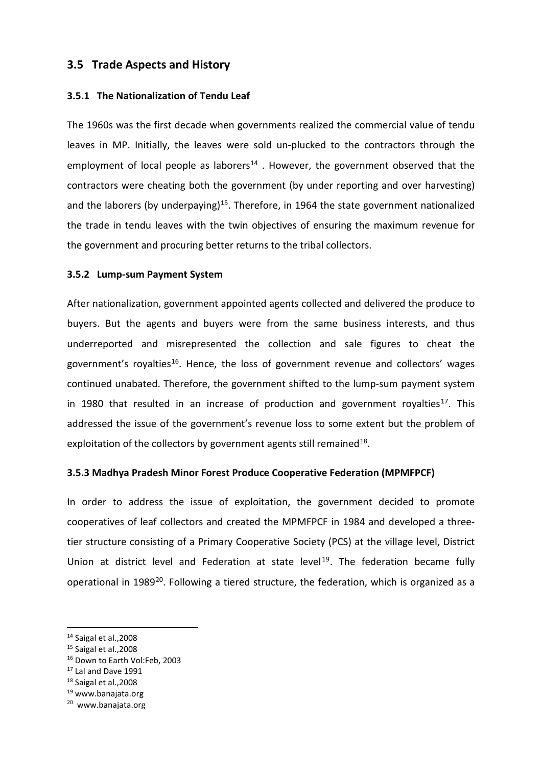## 3.5 Trade Aspects and History

### 3.5.1 The Nationalization of Tendu Leaf

The 1960s was the first decade when governments realized the commercial value of tendu leaves in MP. Initially, the leaves were sold un-plucked to the contractors through the employment of local people as laborers[14] . However, the government observed that the contractors were cheating both the government (by under reporting and over harvesting) and the laborers (by underpaying)[15]. Therefore, in 1964 the state government nationalized the trade in tendu leaves with the twin objectives of ensuring the maximum revenue for the government and procuring better returns to the tribal collectors.

### 3.5.2 Lump-sum Payment System

After nationalization, government appointed agents collected and delivered the produce to buyers. But the agents and buyers were from the same business interests, and thus underreported and misrepresented the collection and sale figures to cheat the government's royalties[16]. Hence, the loss of government revenue and collectors' wages continued unabated. Therefore, the government shifted to the lump-sum payment system in 1980 that resulted in an increase of production and government royalties[17]. This addressed the issue of the government's revenue loss to some extent but the problem of exploitation of the collectors by government agents still remained[18].

### 3.5.3 Madhya Pradesh Minor Forest Produce Cooperative Federation (MPMFPCF)

In order to address the issue of exploitation, the government decided to promote cooperatives of leaf collectors and created the MPMFPCF in 1984 and developed a three-tier structure consisting of a Primary Cooperative Society (PCS) at the village level, District Union at district level and Federation at state level[19]. The federation became fully operational in 1989[20]. Following a tiered structure, the federation, which is organized as a

---

[14] Saigal et al.,2008
[15] Saigal et al.,2008
[16] Down to Earth Vol:Feb, 2003
[17] Lal and Dave 1991
[18] Saigal et al.,2008
[19] www.banajata.org
[20] www.banajata.org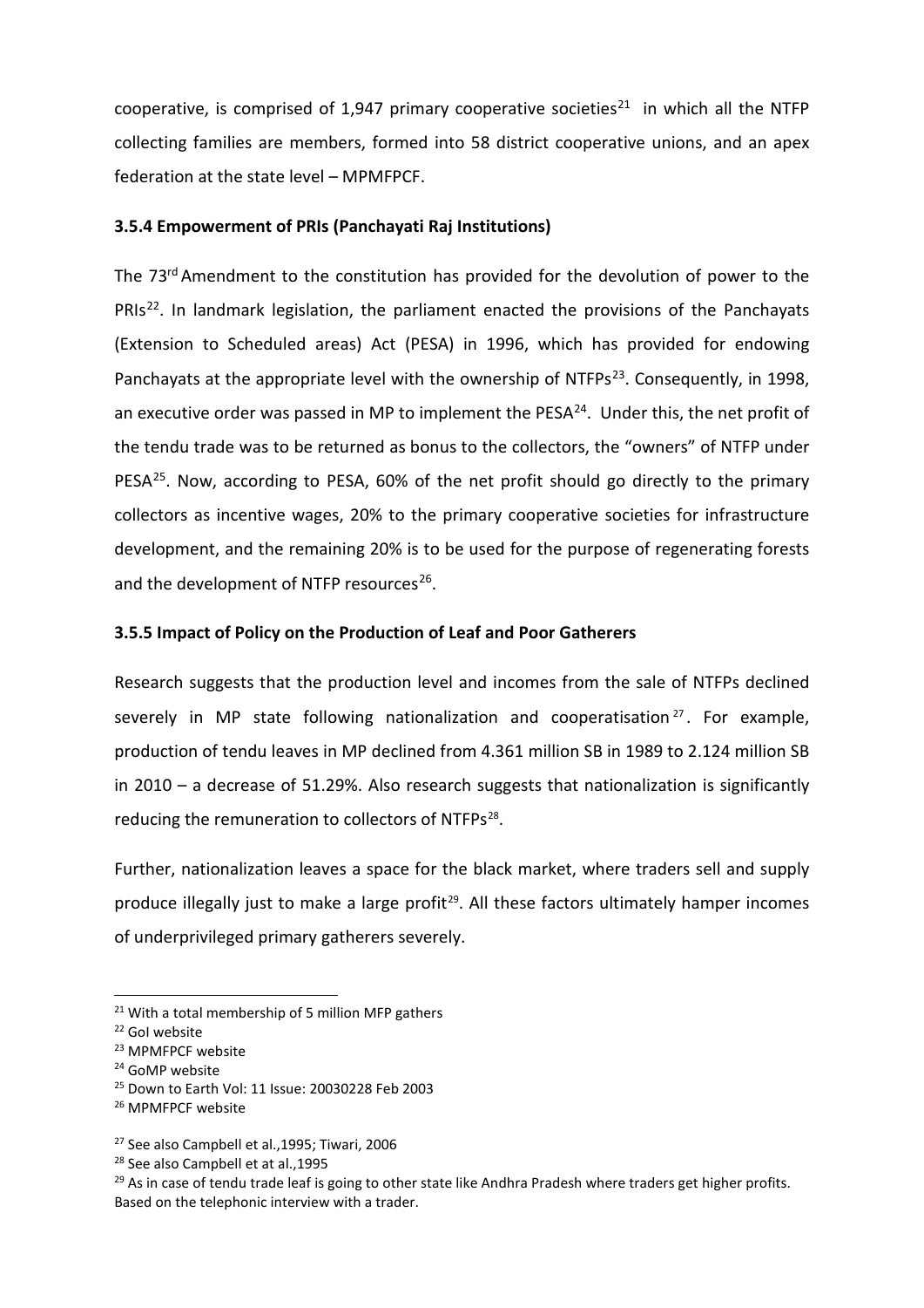cooperative, is comprised of 1,947 primary cooperative societies[21] in which all the NTFP collecting families are members, formed into 58 district cooperative unions, and an apex federation at the state level – MPMFPCF.

### 3.5.4 Empowerment of PRIs (Panchayati Raj Institutions)

The 73rd Amendment to the constitution has provided for the devolution of power to the PRIs[22]. In landmark legislation, the parliament enacted the provisions of the Panchayats (Extension to Scheduled areas) Act (PESA) in 1996, which has provided for endowing Panchayats at the appropriate level with the ownership of NTFPs[23]. Consequently, in 1998, an executive order was passed in MP to implement the PESA[24]. Under this, the net profit of the tendu trade was to be returned as bonus to the collectors, the "owners" of NTFP under PESA[25]. Now, according to PESA, 60% of the net profit should go directly to the primary collectors as incentive wages, 20% to the primary cooperative societies for infrastructure development, and the remaining 20% is to be used for the purpose of regenerating forests and the development of NTFP resources[26].

### 3.5.5 Impact of Policy on the Production of Leaf and Poor Gatherers

Research suggests that the production level and incomes from the sale of NTFPs declined severely in MP state following nationalization and cooperatisation[27]. For example, production of tendu leaves in MP declined from 4.361 million SB in 1989 to 2.124 million SB in 2010 – a decrease of 51.29%. Also research suggests that nationalization is significantly reducing the remuneration to collectors of NTFPs[28].

Further, nationalization leaves a space for the black market, where traders sell and supply produce illegally just to make a large profit[29]. All these factors ultimately hamper incomes of underprivileged primary gatherers severely.

---

[21] With a total membership of 5 million MFP gathers

[22] GoI website

[23] MPMFPCF website

[24] GoMP website

[25] Down to Earth Vol: 11 Issue: 20030228 Feb 2003

[26] MPMFPCF website

[27] See also Campbell et al.,1995; Tiwari, 2006

[28] See also Campbell et at al.,1995

[29] As in case of tendu trade leaf is going to other state like Andhra Pradesh where traders get higher profits. Based on the telephonic interview with a trader.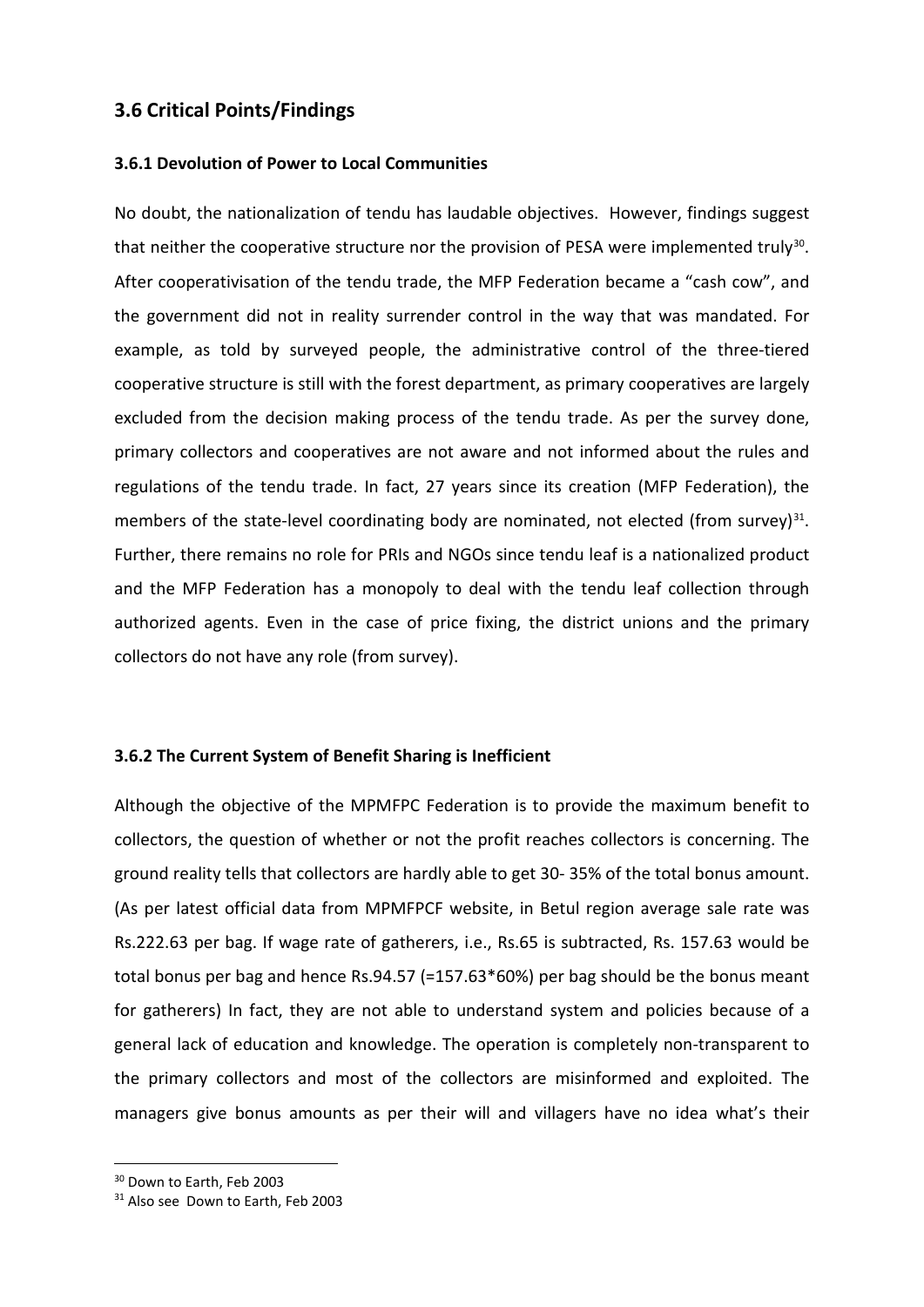## 3.6 Critical Points/Findings

### 3.6.1 Devolution of Power to Local Communities

No doubt, the nationalization of tendu has laudable objectives. However, findings suggest that neither the cooperative structure nor the provision of PESA were implemented truly[30]. After cooperativisation of the tendu trade, the MFP Federation became a "cash cow", and the government did not in reality surrender control in the way that was mandated. For example, as told by surveyed people, the administrative control of the three-tiered cooperative structure is still with the forest department, as primary cooperatives are largely excluded from the decision making process of the tendu trade. As per the survey done, primary collectors and cooperatives are not aware and not informed about the rules and regulations of the tendu trade. In fact, 27 years since its creation (MFP Federation), the members of the state-level coordinating body are nominated, not elected (from survey)[31]. Further, there remains no role for PRIs and NGOs since tendu leaf is a nationalized product and the MFP Federation has a monopoly to deal with the tendu leaf collection through authorized agents. Even in the case of price fixing, the district unions and the primary collectors do not have any role (from survey).

### 3.6.2 The Current System of Benefit Sharing is Inefficient

Although the objective of the MPMFPC Federation is to provide the maximum benefit to collectors, the question of whether or not the profit reaches collectors is concerning. The ground reality tells that collectors are hardly able to get 30- 35% of the total bonus amount. (As per latest official data from MPMFPCF website, in Betul region average sale rate was Rs.222.63 per bag. If wage rate of gatherers, i.e., Rs.65 is subtracted, Rs. 157.63 would be total bonus per bag and hence Rs.94.57 (=157.63*60%) per bag should be the bonus meant for gatherers) In fact, they are not able to understand system and policies because of a general lack of education and knowledge. The operation is completely non-transparent to the primary collectors and most of the collectors are misinformed and exploited. The managers give bonus amounts as per their will and villagers have no idea what's their

---

[30] Down to Earth, Feb 2003

[31] Also see Down to Earth, Feb 2003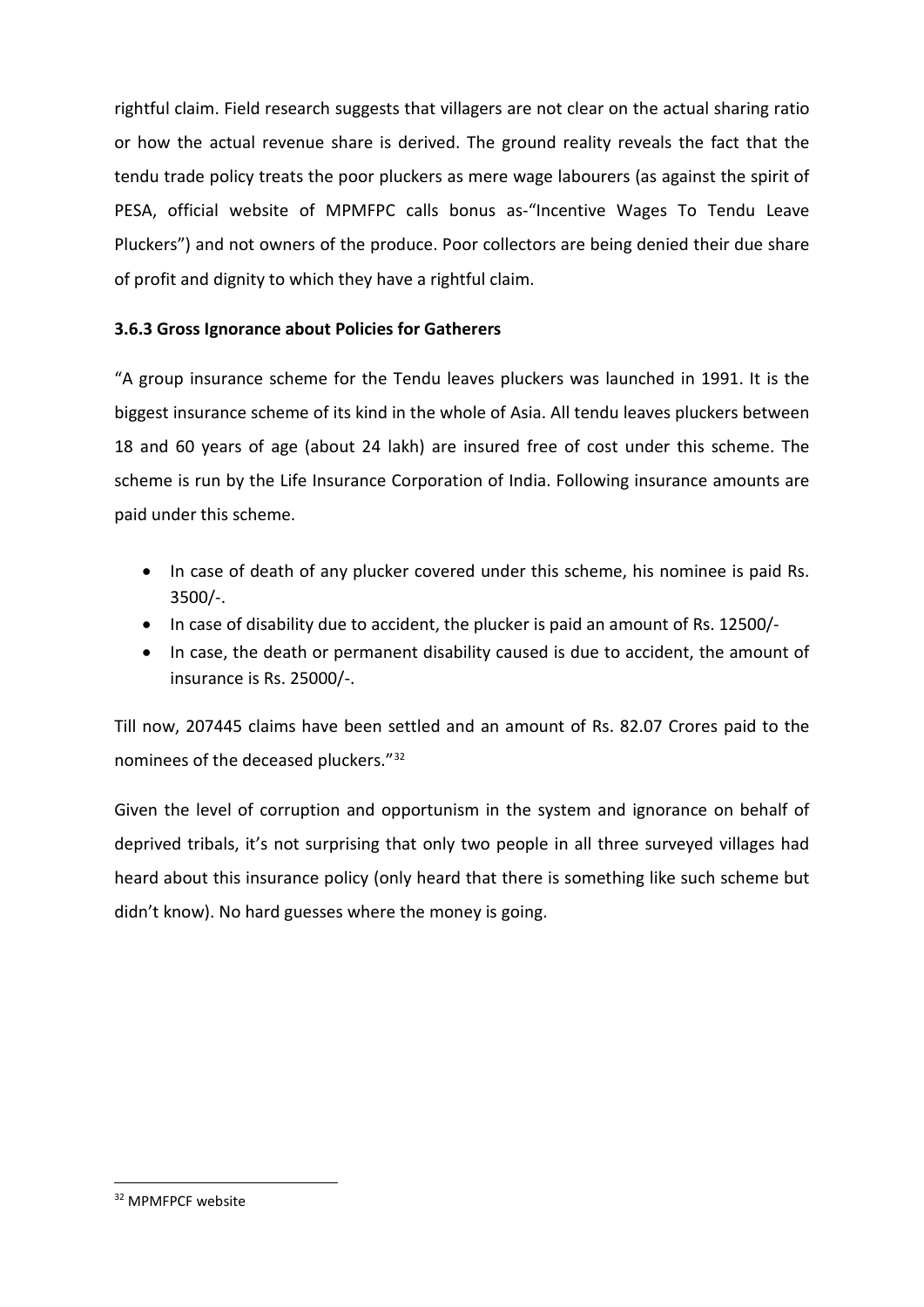rightful claim. Field research suggests that villagers are not clear on the actual sharing ratio or how the actual revenue share is derived. The ground reality reveals the fact that the tendu trade policy treats the poor pluckers as mere wage labourers (as against the spirit of PESA, official website of MPMFPC calls bonus as-"Incentive Wages To Tendu Leave Pluckers") and not owners of the produce. Poor collectors are being denied their due share of profit and dignity to which they have a rightful claim.

### 3.6.3 Gross Ignorance about Policies for Gatherers

"A group insurance scheme for the Tendu leaves pluckers was launched in 1991. It is the biggest insurance scheme of its kind in the whole of Asia. All tendu leaves pluckers between 18 and 60 years of age (about 24 lakh) are insured free of cost under this scheme. The scheme is run by the Life Insurance Corporation of India. Following insurance amounts are paid under this scheme.

- In case of death of any plucker covered under this scheme, his nominee is paid Rs. 3500/-.
- In case of disability due to accident, the plucker is paid an amount of Rs. 12500/-
- In case, the death or permanent disability caused is due to accident, the amount of insurance is Rs. 25000/-.

Till now, 207445 claims have been settled and an amount of Rs. 82.07 Crores paid to the nominees of the deceased pluckers."[32]

Given the level of corruption and opportunism in the system and ignorance on behalf of deprived tribals, it's not surprising that only two people in all three surveyed villages had heard about this insurance policy (only heard that there is something like such scheme but didn't know). No hard guesses where the money is going.

[32] MPMFPCF website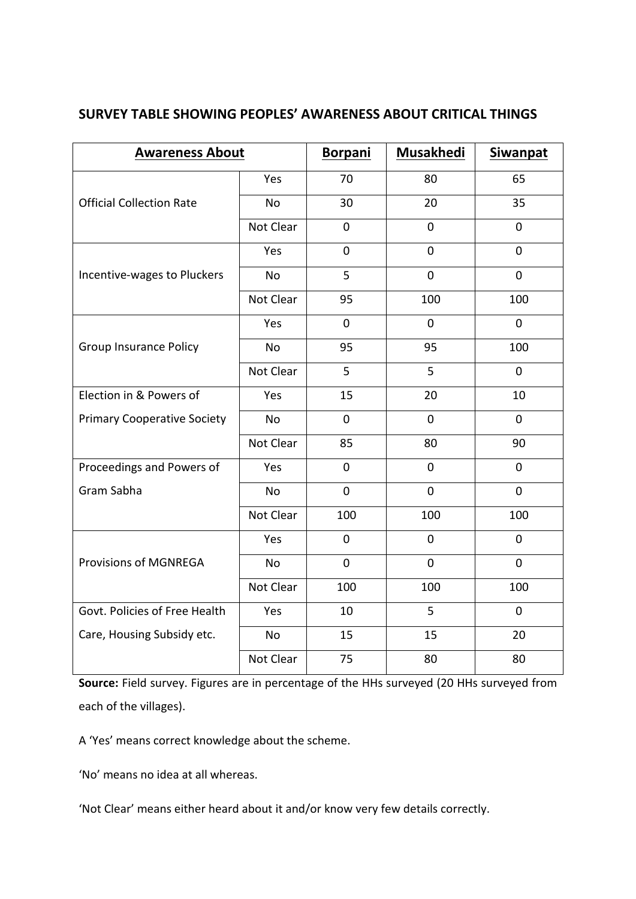## SURVEY TABLE SHOWING PEOPLES' AWARENESS ABOUT CRITICAL THINGS

| Awareness About | | Borpani | Musakhedi | Siwanpat |
|---|---|---|---|---|
| Official Collection Rate | Yes | 70 | 80 | 65 |
| | No | 30 | 20 | 35 |
| | Not Clear | 0 | 0 | 0 |
| Incentive-wages to Pluckers | Yes | 0 | 0 | 0 |
| | No | 5 | 0 | 0 |
| | Not Clear | 95 | 100 | 100 |
| Group Insurance Policy | Yes | 0 | 0 | 0 |
| | No | 95 | 95 | 100 |
| | Not Clear | 5 | 5 | 0 |
| Election in & Powers of Primary Cooperative Society | Yes | 15 | 20 | 10 |
| | No | 0 | 0 | 0 |
| | Not Clear | 85 | 80 | 90 |
| Proceedings and Powers of Gram Sabha | Yes | 0 | 0 | 0 |
| | No | 0 | 0 | 0 |
| | Not Clear | 100 | 100 | 100 |
| Provisions of MGNREGA | Yes | 0 | 0 | 0 |
| | No | 0 | 0 | 0 |
| | Not Clear | 100 | 100 | 100 |
| Govt. Policies of Free Health Care, Housing Subsidy etc. | Yes | 10 | 5 | 0 |
| | No | 15 | 15 | 20 |
| | Not Clear | 75 | 80 | 80 |

**Source:** Field survey. Figures are in percentage of the HHs surveyed (20 HHs surveyed from each of the villages).

A 'Yes' means correct knowledge about the scheme.

'No' means no idea at all whereas.

'Not Clear' means either heard about it and/or know very few details correctly.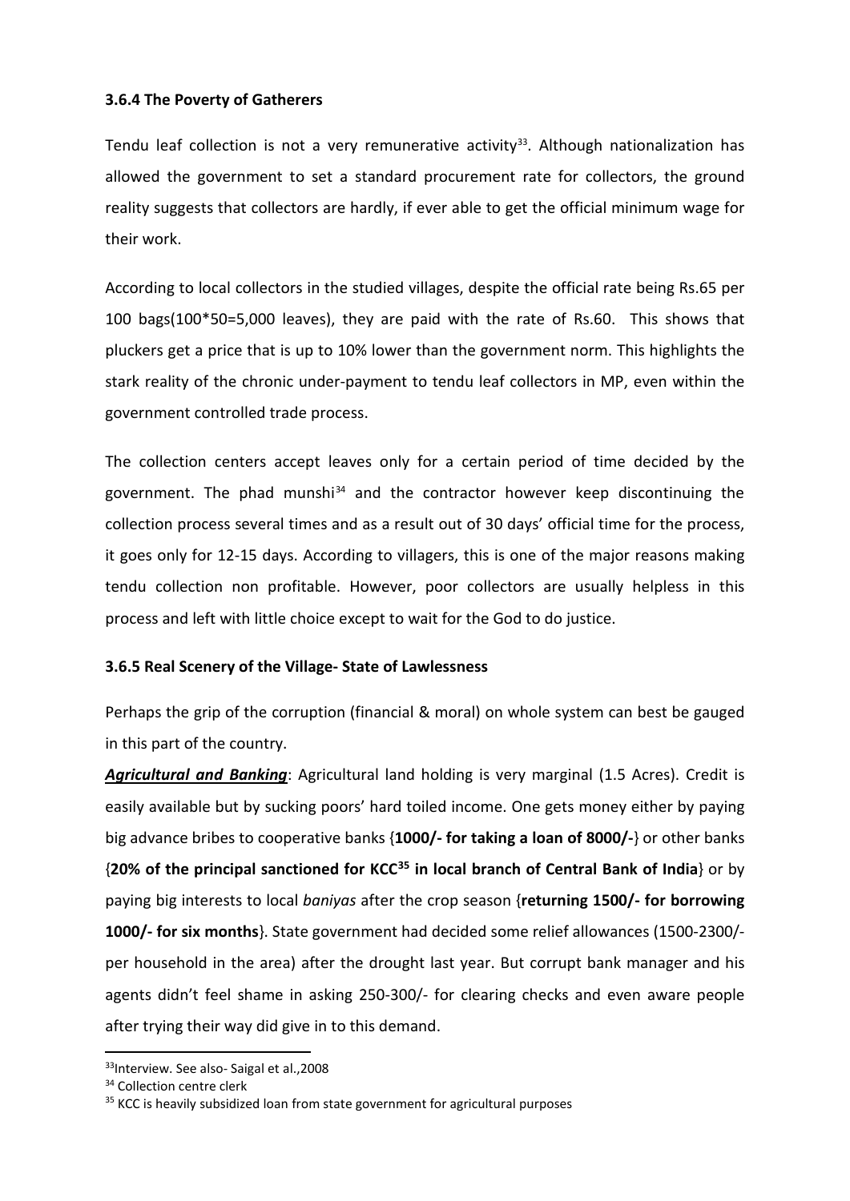### 3.6.4 The Poverty of Gatherers

Tendu leaf collection is not a very remunerative activity[33]. Although nationalization has allowed the government to set a standard procurement rate for collectors, the ground reality suggests that collectors are hardly, if ever able to get the official minimum wage for their work.

According to local collectors in the studied villages, despite the official rate being Rs.65 per 100 bags(100*50=5,000 leaves), they are paid with the rate of Rs.60. This shows that pluckers get a price that is up to 10% lower than the government norm. This highlights the stark reality of the chronic under-payment to tendu leaf collectors in MP, even within the government controlled trade process.

The collection centers accept leaves only for a certain period of time decided by the government. The phad munshi[34] and the contractor however keep discontinuing the collection process several times and as a result out of 30 days' official time for the process, it goes only for 12-15 days. According to villagers, this is one of the major reasons making tendu collection non profitable. However, poor collectors are usually helpless in this process and left with little choice except to wait for the God to do justice.

### 3.6.5 Real Scenery of the Village- State of Lawlessness

Perhaps the grip of the corruption (financial & moral) on whole system can best be gauged in this part of the country.

***Agricultural and Banking***: Agricultural land holding is very marginal (1.5 Acres). Credit is easily available but by sucking poors' hard toiled income. One gets money either by paying big advance bribes to cooperative banks {**1000/- for taking a loan of 8000/-**} or other banks {**20% of the principal sanctioned for KCC[35] in local branch of Central Bank of India**} or by paying big interests to local *baniyas* after the crop season {**returning 1500/- for borrowing 1000/- for six months**}. State government had decided some relief allowances (1500-2300/- per household in the area) after the drought last year. But corrupt bank manager and his agents didn't feel shame in asking 250-300/- for clearing checks and even aware people after trying their way did give in to this demand.

---

[33] Interview. See also- Saigal et al.,2008

[34] Collection centre clerk

[35] KCC is heavily subsidized loan from state government for agricultural purposes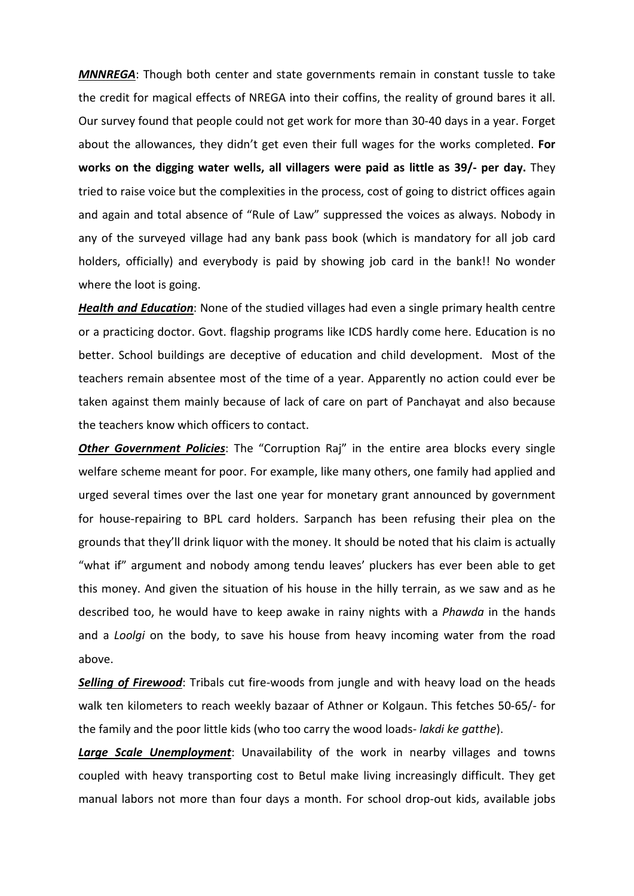***MNNREGA***: Though both center and state governments remain in constant tussle to take the credit for magical effects of NREGA into their coffins, the reality of ground bares it all. Our survey found that people could not get work for more than 30-40 days in a year. Forget about the allowances, they didn't get even their full wages for the works completed. **For works on the digging water wells, all villagers were paid as little as 39/- per day.** They tried to raise voice but the complexities in the process, cost of going to district offices again and again and total absence of "Rule of Law" suppressed the voices as always. Nobody in any of the surveyed village had any bank pass book (which is mandatory for all job card holders, officially) and everybody is paid by showing job card in the bank!! No wonder where the loot is going.

***Health and Education***: None of the studied villages had even a single primary health centre or a practicing doctor. Govt. flagship programs like ICDS hardly come here. Education is no better. School buildings are deceptive of education and child development. Most of the teachers remain absentee most of the time of a year. Apparently no action could ever be taken against them mainly because of lack of care on part of Panchayat and also because the teachers know which officers to contact.

***Other Government Policies***: The "Corruption Raj" in the entire area blocks every single welfare scheme meant for poor. For example, like many others, one family had applied and urged several times over the last one year for monetary grant announced by government for house-repairing to BPL card holders. Sarpanch has been refusing their plea on the grounds that they'll drink liquor with the money. It should be noted that his claim is actually "what if" argument and nobody among tendu leaves' pluckers has ever been able to get this money. And given the situation of his house in the hilly terrain, as we saw and as he described too, he would have to keep awake in rainy nights with a *Phawda* in the hands and a *Loolgi* on the body, to save his house from heavy incoming water from the road above.

***Selling of Firewood***: Tribals cut fire-woods from jungle and with heavy load on the heads walk ten kilometers to reach weekly bazaar of Athner or Kolgaun. This fetches 50-65/- for the family and the poor little kids (who too carry the wood loads- *lakdi ke gatthe*).

***Large Scale Unemployment***: Unavailability of the work in nearby villages and towns coupled with heavy transporting cost to Betul make living increasingly difficult. They get manual labors not more than four days a month. For school drop-out kids, available jobs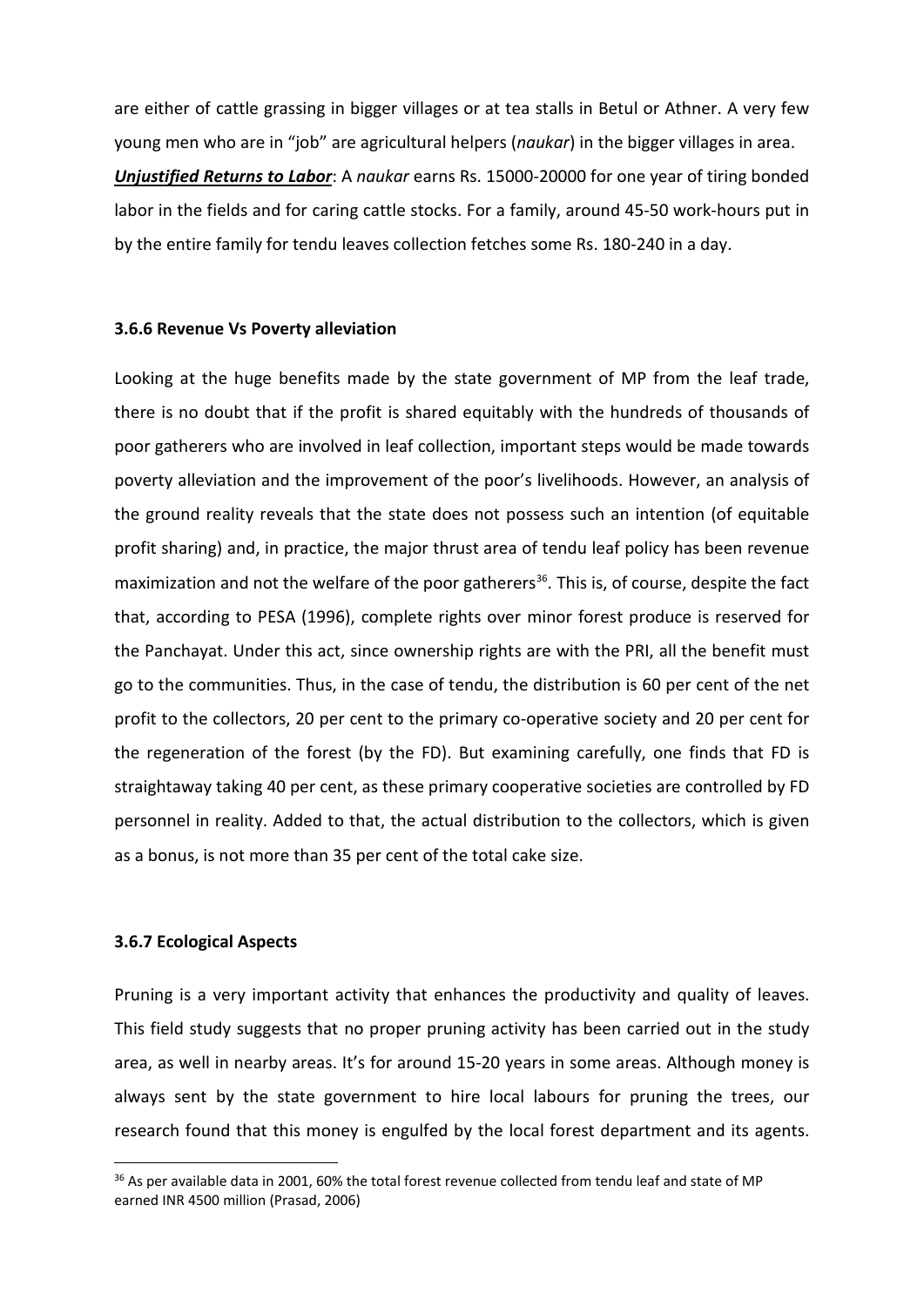are either of cattle grassing in bigger villages or at tea stalls in Betul or Athner. A very few young men who are in "job" are agricultural helpers (*naukar*) in the bigger villages in area.

***Unjustified Returns to Labor***: A *naukar* earns Rs. 15000-20000 for one year of tiring bonded labor in the fields and for caring cattle stocks. For a family, around 45-50 work-hours put in by the entire family for tendu leaves collection fetches some Rs. 180-240 in a day.

**3.6.6 Revenue Vs Poverty alleviation**

Looking at the huge benefits made by the state government of MP from the leaf trade, there is no doubt that if the profit is shared equitably with the hundreds of thousands of poor gatherers who are involved in leaf collection, important steps would be made towards poverty alleviation and the improvement of the poor's livelihoods. However, an analysis of the ground reality reveals that the state does not possess such an intention (of equitable profit sharing) and, in practice, the major thrust area of tendu leaf policy has been revenue maximization and not the welfare of the poor gatherers[36]. This is, of course, despite the fact that, according to PESA (1996), complete rights over minor forest produce is reserved for the Panchayat. Under this act, since ownership rights are with the PRI, all the benefit must go to the communities. Thus, in the case of tendu, the distribution is 60 per cent of the net profit to the collectors, 20 per cent to the primary co-operative society and 20 per cent for the regeneration of the forest (by the FD). But examining carefully, one finds that FD is straightaway taking 40 per cent, as these primary cooperative societies are controlled by FD personnel in reality. Added to that, the actual distribution to the collectors, which is given as a bonus, is not more than 35 per cent of the total cake size.

**3.6.7 Ecological Aspects**

Pruning is a very important activity that enhances the productivity and quality of leaves. This field study suggests that no proper pruning activity has been carried out in the study area, as well in nearby areas. It's for around 15-20 years in some areas. Although money is always sent by the state government to hire local labours for pruning the trees, our research found that this money is engulfed by the local forest department and its agents.

[36] As per available data in 2001, 60% the total forest revenue collected from tendu leaf and state of MP earned INR 4500 million (Prasad, 2006)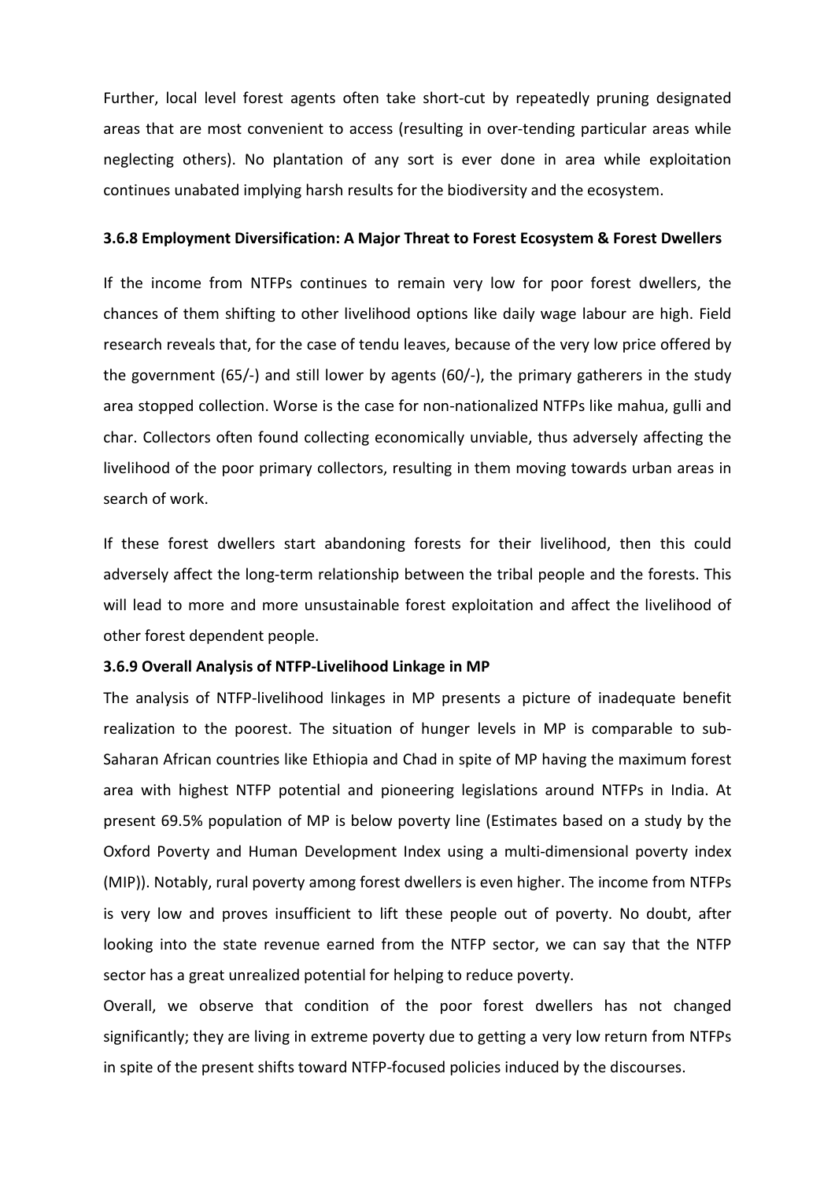Further, local level forest agents often take short-cut by repeatedly pruning designated areas that are most convenient to access (resulting in over-tending particular areas while neglecting others). No plantation of any sort is ever done in area while exploitation continues unabated implying harsh results for the biodiversity and the ecosystem.

### 3.6.8 Employment Diversification: A Major Threat to Forest Ecosystem & Forest Dwellers

If the income from NTFPs continues to remain very low for poor forest dwellers, the chances of them shifting to other livelihood options like daily wage labour are high. Field research reveals that, for the case of tendu leaves, because of the very low price offered by the government (65/-) and still lower by agents (60/-), the primary gatherers in the study area stopped collection. Worse is the case for non-nationalized NTFPs like mahua, gulli and char. Collectors often found collecting economically unviable, thus adversely affecting the livelihood of the poor primary collectors, resulting in them moving towards urban areas in search of work.

If these forest dwellers start abandoning forests for their livelihood, then this could adversely affect the long-term relationship between the tribal people and the forests. This will lead to more and more unsustainable forest exploitation and affect the livelihood of other forest dependent people.

### 3.6.9 Overall Analysis of NTFP-Livelihood Linkage in MP

The analysis of NTFP-livelihood linkages in MP presents a picture of inadequate benefit realization to the poorest. The situation of hunger levels in MP is comparable to sub-Saharan African countries like Ethiopia and Chad in spite of MP having the maximum forest area with highest NTFP potential and pioneering legislations around NTFPs in India. At present 69.5% population of MP is below poverty line (Estimates based on a study by the Oxford Poverty and Human Development Index using a multi-dimensional poverty index (MIP)). Notably, rural poverty among forest dwellers is even higher. The income from NTFPs is very low and proves insufficient to lift these people out of poverty. No doubt, after looking into the state revenue earned from the NTFP sector, we can say that the NTFP sector has a great unrealized potential for helping to reduce poverty.

Overall, we observe that condition of the poor forest dwellers has not changed significantly; they are living in extreme poverty due to getting a very low return from NTFPs in spite of the present shifts toward NTFP-focused policies induced by the discourses.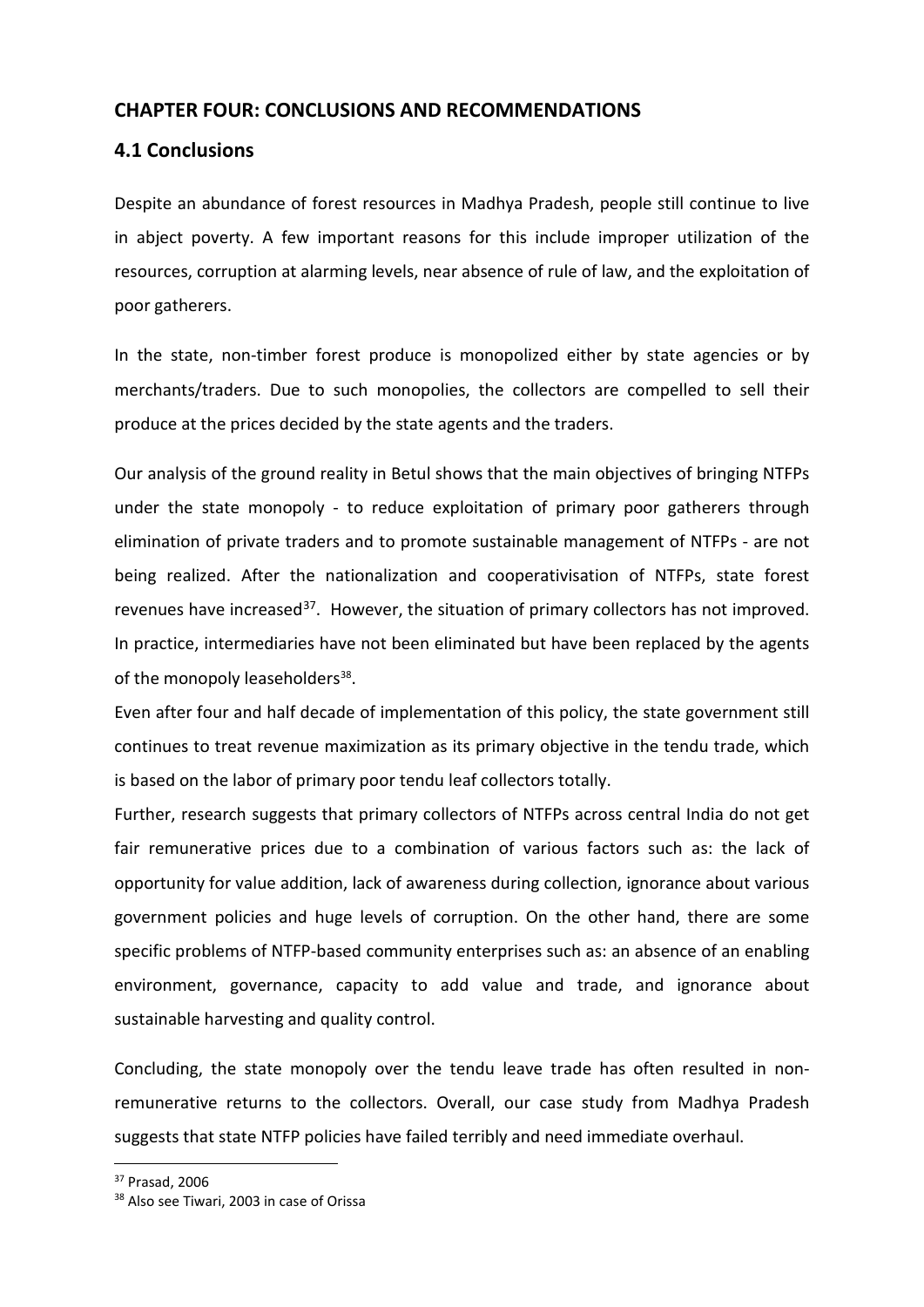## CHAPTER FOUR: CONCLUSIONS AND RECOMMENDATIONS

### 4.1 Conclusions

Despite an abundance of forest resources in Madhya Pradesh, people still continue to live in abject poverty. A few important reasons for this include improper utilization of the resources, corruption at alarming levels, near absence of rule of law, and the exploitation of poor gatherers.

In the state, non-timber forest produce is monopolized either by state agencies or by merchants/traders. Due to such monopolies, the collectors are compelled to sell their produce at the prices decided by the state agents and the traders.

Our analysis of the ground reality in Betul shows that the main objectives of bringing NTFPs under the state monopoly - to reduce exploitation of primary poor gatherers through elimination of private traders and to promote sustainable management of NTFPs - are not being realized. After the nationalization and cooperativisation of NTFPs, state forest revenues have increased[37]. However, the situation of primary collectors has not improved. In practice, intermediaries have not been eliminated but have been replaced by the agents of the monopoly leaseholders[38].

Even after four and half decade of implementation of this policy, the state government still continues to treat revenue maximization as its primary objective in the tendu trade, which is based on the labor of primary poor tendu leaf collectors totally.

Further, research suggests that primary collectors of NTFPs across central India do not get fair remunerative prices due to a combination of various factors such as: the lack of opportunity for value addition, lack of awareness during collection, ignorance about various government policies and huge levels of corruption. On the other hand, there are some specific problems of NTFP-based community enterprises such as: an absence of an enabling environment, governance, capacity to add value and trade, and ignorance about sustainable harvesting and quality control.

Concluding, the state monopoly over the tendu leave trade has often resulted in non-remunerative returns to the collectors. Overall, our case study from Madhya Pradesh suggests that state NTFP policies have failed terribly and need immediate overhaul.

---

[37] Prasad, 2006

[38] Also see Tiwari, 2003 in case of Orissa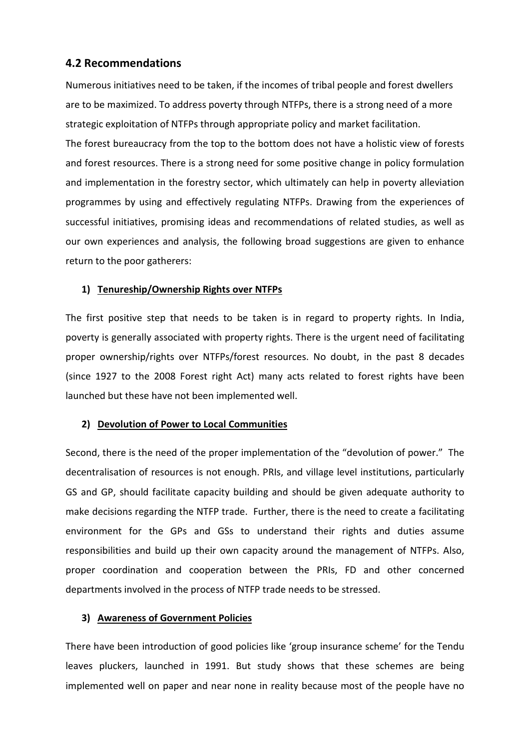## 4.2 Recommendations

Numerous initiatives need to be taken, if the incomes of tribal people and forest dwellers are to be maximized. To address poverty through NTFPs, there is a strong need of a more strategic exploitation of NTFPs through appropriate policy and market facilitation.

The forest bureaucracy from the top to the bottom does not have a holistic view of forests and forest resources. There is a strong need for some positive change in policy formulation and implementation in the forestry sector, which ultimately can help in poverty alleviation programmes by using and effectively regulating NTFPs. Drawing from the experiences of successful initiatives, promising ideas and recommendations of related studies, as well as our own experiences and analysis, the following broad suggestions are given to enhance return to the poor gatherers:

**1) <u>Tenureship/Ownership Rights over NTFPs</u>**

The first positive step that needs to be taken is in regard to property rights. In India, poverty is generally associated with property rights. There is the urgent need of facilitating proper ownership/rights over NTFPs/forest resources. No doubt, in the past 8 decades (since 1927 to the 2008 Forest right Act) many acts related to forest rights have been launched but these have not been implemented well.

**2) <u>Devolution of Power to Local Communities</u>**

Second, there is the need of the proper implementation of the "devolution of power." The decentralisation of resources is not enough. PRIs, and village level institutions, particularly GS and GP, should facilitate capacity building and should be given adequate authority to make decisions regarding the NTFP trade. Further, there is the need to create a facilitating environment for the GPs and GSs to understand their rights and duties assume responsibilities and build up their own capacity around the management of NTFPs. Also, proper coordination and cooperation between the PRIs, FD and other concerned departments involved in the process of NTFP trade needs to be stressed.

**3) <u>Awareness of Government Policies</u>**

There have been introduction of good policies like 'group insurance scheme' for the Tendu leaves pluckers, launched in 1991. But study shows that these schemes are being implemented well on paper and near none in reality because most of the people have no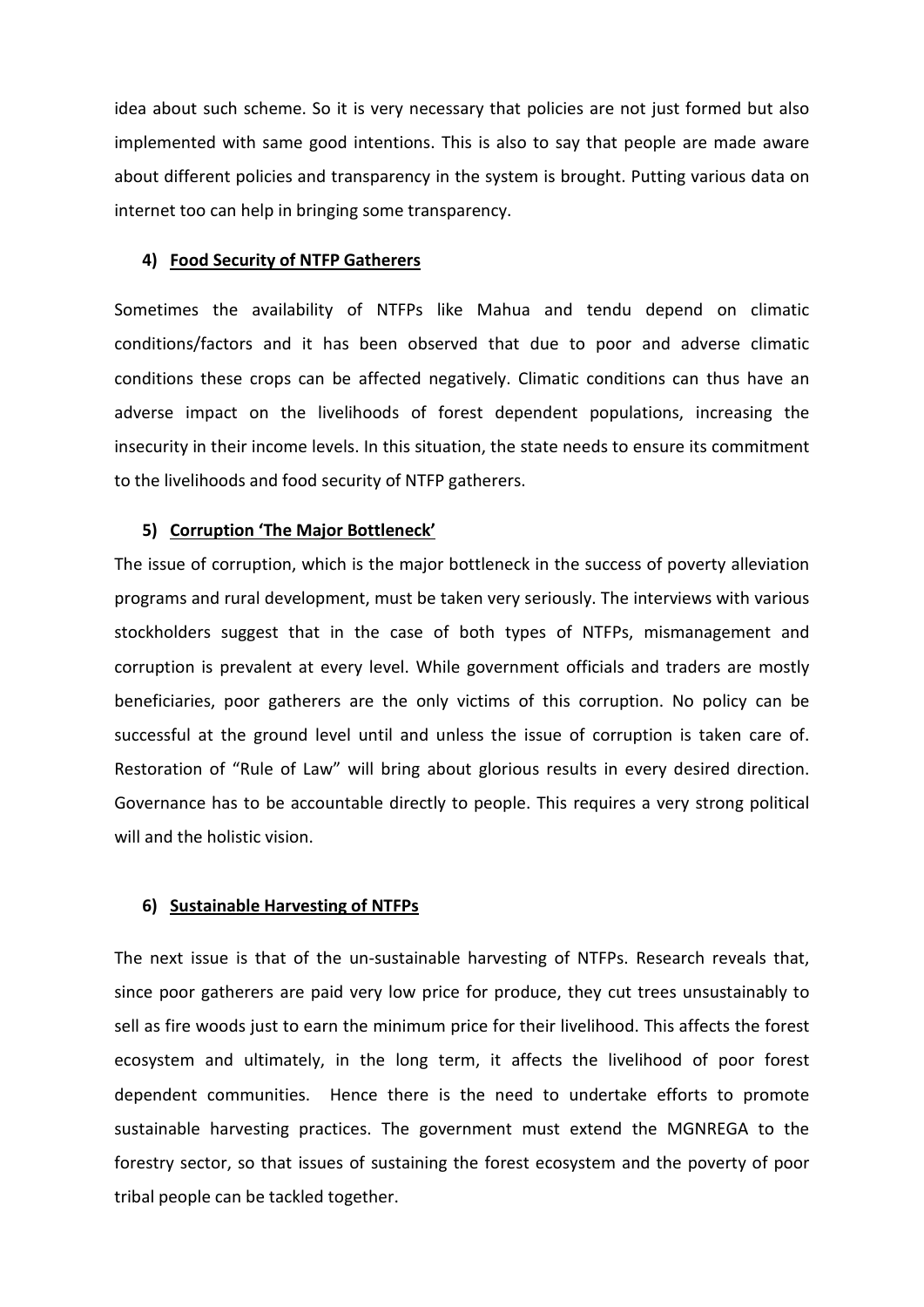idea about such scheme. So it is very necessary that policies are not just formed but also implemented with same good intentions. This is also to say that people are made aware about different policies and transparency in the system is brought. Putting various data on internet too can help in bringing some transparency.

#### 4) <u>Food Security of NTFP Gatherers</u>

Sometimes the availability of NTFPs like Mahua and tendu depend on climatic conditions/factors and it has been observed that due to poor and adverse climatic conditions these crops can be affected negatively. Climatic conditions can thus have an adverse impact on the livelihoods of forest dependent populations, increasing the insecurity in their income levels. In this situation, the state needs to ensure its commitment to the livelihoods and food security of NTFP gatherers.

#### 5) <u>Corruption 'The Major Bottleneck'</u>

The issue of corruption, which is the major bottleneck in the success of poverty alleviation programs and rural development, must be taken very seriously. The interviews with various stockholders suggest that in the case of both types of NTFPs, mismanagement and corruption is prevalent at every level. While government officials and traders are mostly beneficiaries, poor gatherers are the only victims of this corruption. No policy can be successful at the ground level until and unless the issue of corruption is taken care of. Restoration of "Rule of Law" will bring about glorious results in every desired direction. Governance has to be accountable directly to people. This requires a very strong political will and the holistic vision.

#### 6) <u>Sustainable Harvesting of NTFPs</u>

The next issue is that of the un-sustainable harvesting of NTFPs. Research reveals that, since poor gatherers are paid very low price for produce, they cut trees unsustainably to sell as fire woods just to earn the minimum price for their livelihood. This affects the forest ecosystem and ultimately, in the long term, it affects the livelihood of poor forest dependent communities. Hence there is the need to undertake efforts to promote sustainable harvesting practices. The government must extend the MGNREGA to the forestry sector, so that issues of sustaining the forest ecosystem and the poverty of poor tribal people can be tackled together.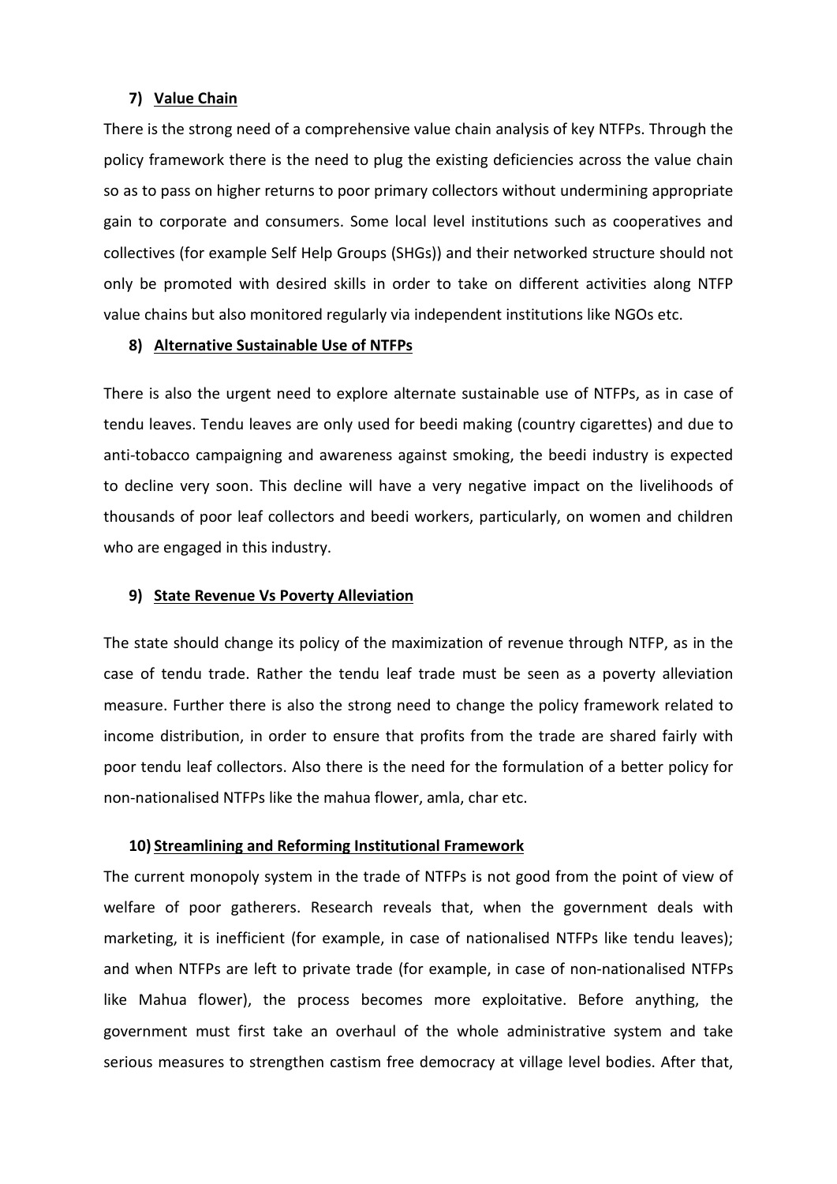#### 7) Value Chain

There is the strong need of a comprehensive value chain analysis of key NTFPs. Through the policy framework there is the need to plug the existing deficiencies across the value chain so as to pass on higher returns to poor primary collectors without undermining appropriate gain to corporate and consumers. Some local level institutions such as cooperatives and collectives (for example Self Help Groups (SHGs)) and their networked structure should not only be promoted with desired skills in order to take on different activities along NTFP value chains but also monitored regularly via independent institutions like NGOs etc.

#### 8) Alternative Sustainable Use of NTFPs

There is also the urgent need to explore alternate sustainable use of NTFPs, as in case of tendu leaves. Tendu leaves are only used for beedi making (country cigarettes) and due to anti-tobacco campaigning and awareness against smoking, the beedi industry is expected to decline very soon. This decline will have a very negative impact on the livelihoods of thousands of poor leaf collectors and beedi workers, particularly, on women and children who are engaged in this industry.

#### 9) State Revenue Vs Poverty Alleviation

The state should change its policy of the maximization of revenue through NTFP, as in the case of tendu trade. Rather the tendu leaf trade must be seen as a poverty alleviation measure. Further there is also the strong need to change the policy framework related to income distribution, in order to ensure that profits from the trade are shared fairly with poor tendu leaf collectors. Also there is the need for the formulation of a better policy for non-nationalised NTFPs like the mahua flower, amla, char etc.

#### 10) Streamlining and Reforming Institutional Framework

The current monopoly system in the trade of NTFPs is not good from the point of view of welfare of poor gatherers. Research reveals that, when the government deals with marketing, it is inefficient (for example, in case of nationalised NTFPs like tendu leaves); and when NTFPs are left to private trade (for example, in case of non-nationalised NTFPs like Mahua flower), the process becomes more exploitative. Before anything, the government must first take an overhaul of the whole administrative system and take serious measures to strengthen castism free democracy at village level bodies. After that,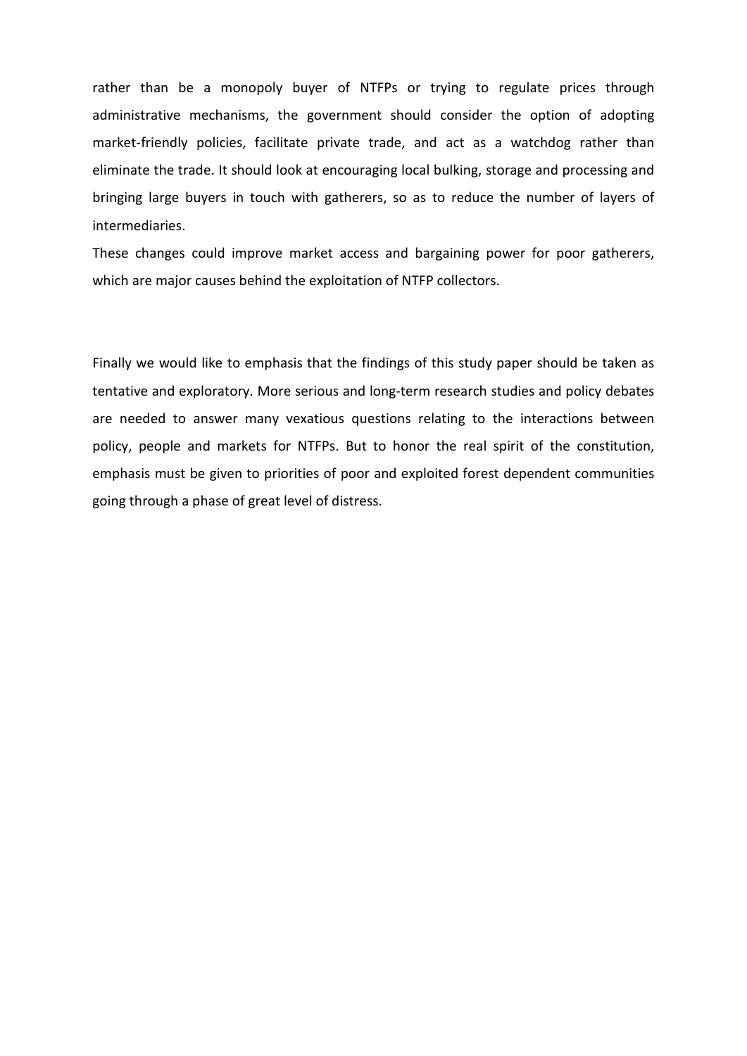rather than be a monopoly buyer of NTFPs or trying to regulate prices through administrative mechanisms, the government should consider the option of adopting market-friendly policies, facilitate private trade, and act as a watchdog rather than eliminate the trade. It should look at encouraging local bulking, storage and processing and bringing large buyers in touch with gatherers, so as to reduce the number of layers of intermediaries.

These changes could improve market access and bargaining power for poor gatherers, which are major causes behind the exploitation of NTFP collectors.

Finally we would like to emphasis that the findings of this study paper should be taken as tentative and exploratory. More serious and long-term research studies and policy debates are needed to answer many vexatious questions relating to the interactions between policy, people and markets for NTFPs. But to honor the real spirit of the constitution, emphasis must be given to priorities of poor and exploited forest dependent communities going through a phase of great level of distress.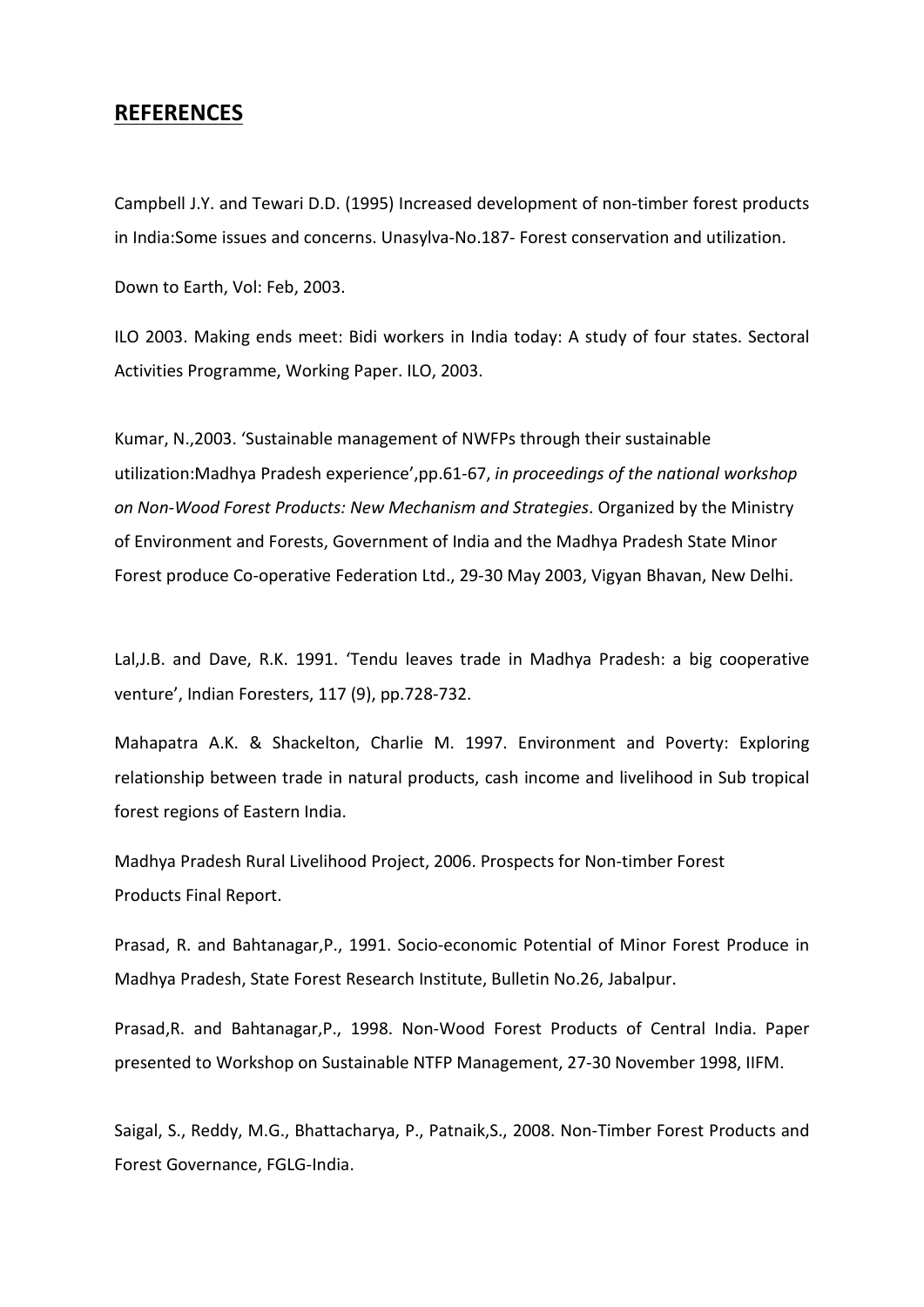## REFERENCES

Campbell J.Y. and Tewari D.D. (1995) Increased development of non-timber forest products in India:Some issues and concerns. Unasylva-No.187- Forest conservation and utilization.

Down to Earth, Vol: Feb, 2003.

ILO 2003. Making ends meet: Bidi workers in India today: A study of four states. Sectoral Activities Programme, Working Paper. ILO, 2003.

Kumar, N.,2003. 'Sustainable management of NWFPs through their sustainable utilization:Madhya Pradesh experience',pp.61-67, *in proceedings of the national workshop on Non-Wood Forest Products: New Mechanism and Strategies*. Organized by the Ministry of Environment and Forests, Government of India and the Madhya Pradesh State Minor Forest produce Co-operative Federation Ltd., 29-30 May 2003, Vigyan Bhavan, New Delhi.

Lal,J.B. and Dave, R.K. 1991. 'Tendu leaves trade in Madhya Pradesh: a big cooperative venture', Indian Foresters, 117 (9), pp.728-732.

Mahapatra A.K. & Shackelton, Charlie M. 1997. Environment and Poverty: Exploring relationship between trade in natural products, cash income and livelihood in Sub tropical forest regions of Eastern India.

Madhya Pradesh Rural Livelihood Project, 2006. Prospects for Non-timber Forest Products Final Report.

Prasad, R. and Bahtanagar,P., 1991. Socio-economic Potential of Minor Forest Produce in Madhya Pradesh, State Forest Research Institute, Bulletin No.26, Jabalpur.

Prasad,R. and Bahtanagar,P., 1998. Non-Wood Forest Products of Central India. Paper presented to Workshop on Sustainable NTFP Management, 27-30 November 1998, IIFM.

Saigal, S., Reddy, M.G., Bhattacharya, P., Patnaik,S., 2008. Non-Timber Forest Products and Forest Governance, FGLG-India.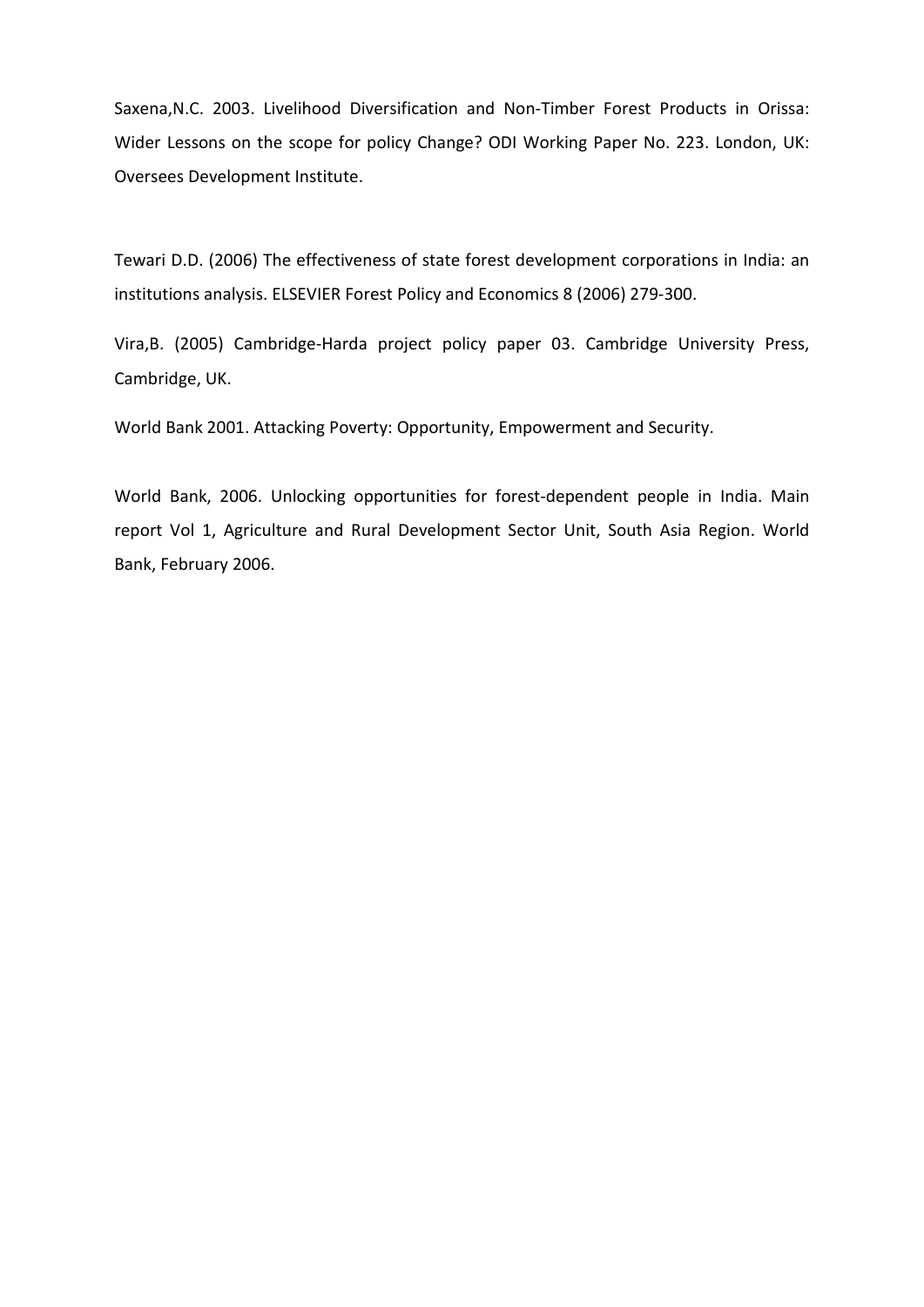Saxena,N.C. 2003. Livelihood Diversification and Non-Timber Forest Products in Orissa: Wider Lessons on the scope for policy Change? ODI Working Paper No. 223. London, UK: Oversees Development Institute.

Tewari D.D. (2006) The effectiveness of state forest development corporations in India: an institutions analysis. ELSEVIER Forest Policy and Economics 8 (2006) 279-300.

Vira,B. (2005) Cambridge-Harda project policy paper 03. Cambridge University Press, Cambridge, UK.

World Bank 2001. Attacking Poverty: Opportunity, Empowerment and Security.

World Bank, 2006. Unlocking opportunities for forest-dependent people in India. Main report Vol 1, Agriculture and Rural Development Sector Unit, South Asia Region. World Bank, February 2006.